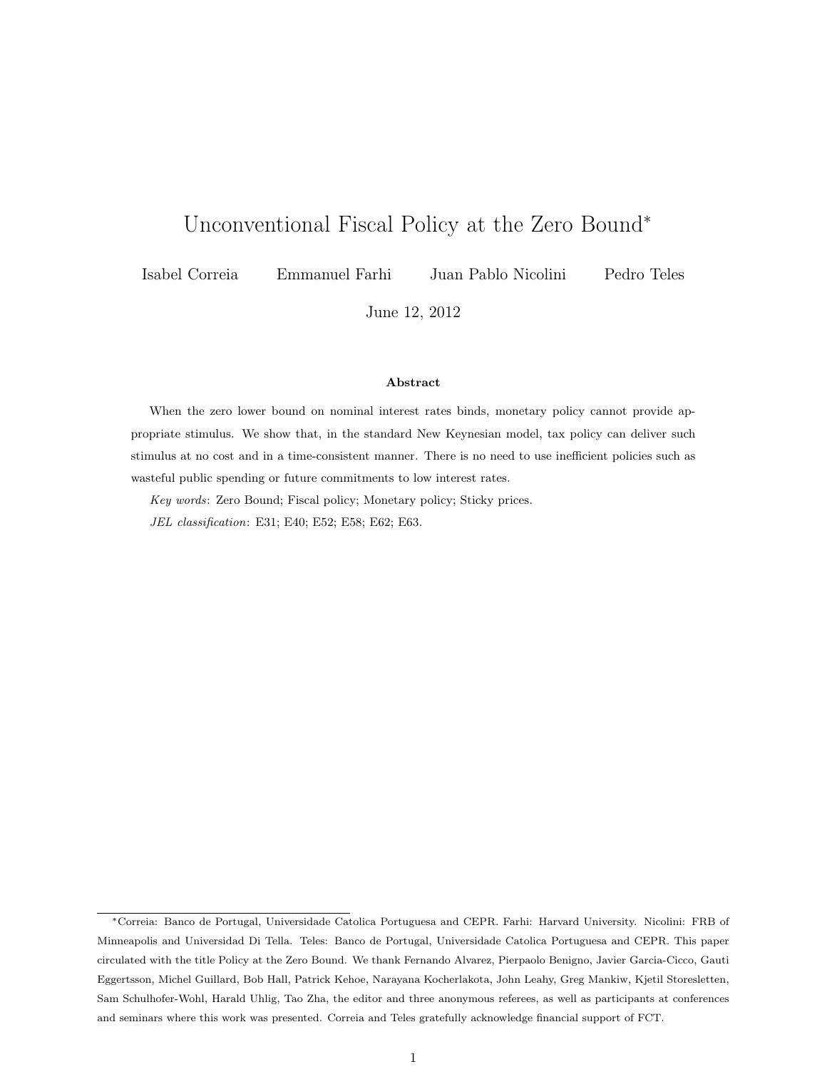# Unconventional Fiscal Policy at the Zero Bound*

Isabel Correia Emmanuel Farhi Juan Pablo Nicolini Pedro Teles

June 12, 2012

**Abstract**

When the zero lower bound on nominal interest rates binds, monetary policy cannot provide appropriate stimulus. We show that, in the standard New Keynesian model, tax policy can deliver such stimulus at no cost and in a time-consistent manner. There is no need to use inefficient policies such as wasteful public spending or future commitments to low interest rates.

*Key words*: Zero Bound; Fiscal policy; Monetary policy; Sticky prices.

*JEL classification*: E31; E40; E52; E58; E62; E63.

---

*Correia: Banco de Portugal, Universidade Catolica Portuguesa and CEPR. Farhi: Harvard University. Nicolini: FRB of Minneapolis and Universidad Di Tella. Teles: Banco de Portugal, Universidade Catolica Portuguesa and CEPR. This paper circulated with the title Policy at the Zero Bound. We thank Fernando Alvarez, Pierpaolo Benigno, Javier Garcia-Cicco, Gauti Eggertsson, Michel Guillard, Bob Hall, Patrick Kehoe, Narayana Kocherlakota, John Leahy, Greg Mankiw, Kjetil Storesletten, Sam Schulhofer-Wohl, Harald Uhlig, Tao Zha, the editor and three anonymous referees, as well as participants at conferences and seminars where this work was presented. Correia and Teles gratefully acknowledge financial support of FCT.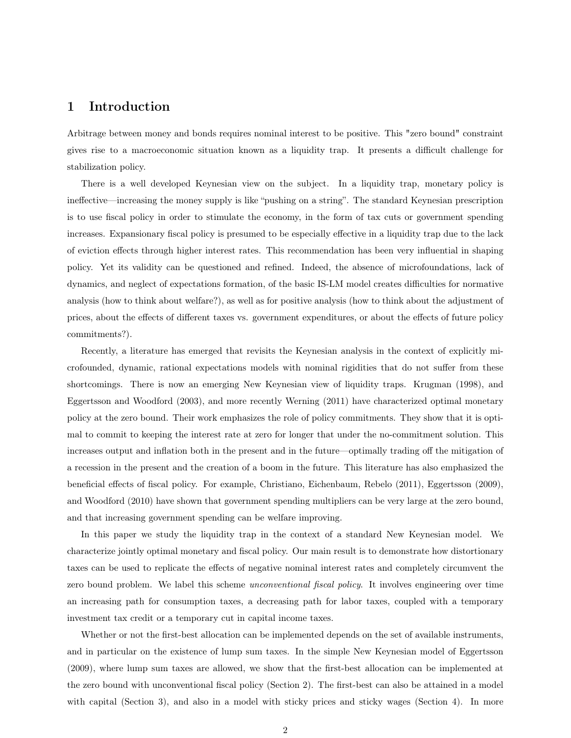# 1 Introduction

Arbitrage between money and bonds requires nominal interest to be positive. This "zero bound" constraint gives rise to a macroeconomic situation known as a liquidity trap. It presents a difficult challenge for stabilization policy.

There is a well developed Keynesian view on the subject. In a liquidity trap, monetary policy is ineffective—increasing the money supply is like "pushing on a string". The standard Keynesian prescription is to use fiscal policy in order to stimulate the economy, in the form of tax cuts or government spending increases. Expansionary fiscal policy is presumed to be especially effective in a liquidity trap due to the lack of eviction effects through higher interest rates. This recommendation has been very influential in shaping policy. Yet its validity can be questioned and refined. Indeed, the absence of microfoundations, lack of dynamics, and neglect of expectations formation, of the basic IS-LM model creates difficulties for normative analysis (how to think about welfare?), as well as for positive analysis (how to think about the adjustment of prices, about the effects of different taxes vs. government expenditures, or about the effects of future policy commitments?).

Recently, a literature has emerged that revisits the Keynesian analysis in the context of explicitly microfounded, dynamic, rational expectations models with nominal rigidities that do not suffer from these shortcomings. There is now an emerging New Keynesian view of liquidity traps. Krugman (1998), and Eggertsson and Woodford (2003), and more recently Werning (2011) have characterized optimal monetary policy at the zero bound. Their work emphasizes the role of policy commitments. They show that it is optimal to commit to keeping the interest rate at zero for longer that under the no-commitment solution. This increases output and inflation both in the present and in the future—optimally trading off the mitigation of a recession in the present and the creation of a boom in the future. This literature has also emphasized the beneficial effects of fiscal policy. For example, Christiano, Eichenbaum, Rebelo (2011), Eggertsson (2009), and Woodford (2010) have shown that government spending multipliers can be very large at the zero bound, and that increasing government spending can be welfare improving.

In this paper we study the liquidity trap in the context of a standard New Keynesian model. We characterize jointly optimal monetary and fiscal policy. Our main result is to demonstrate how distortionary taxes can be used to replicate the effects of negative nominal interest rates and completely circumvent the zero bound problem. We label this scheme *unconventional fiscal policy*. It involves engineering over time an increasing path for consumption taxes, a decreasing path for labor taxes, coupled with a temporary investment tax credit or a temporary cut in capital income taxes.

Whether or not the first-best allocation can be implemented depends on the set of available instruments, and in particular on the existence of lump sum taxes. In the simple New Keynesian model of Eggertsson (2009), where lump sum taxes are allowed, we show that the first-best allocation can be implemented at the zero bound with unconventional fiscal policy (Section 2). The first-best can also be attained in a model with capital (Section 3), and also in a model with sticky prices and sticky wages (Section 4). In more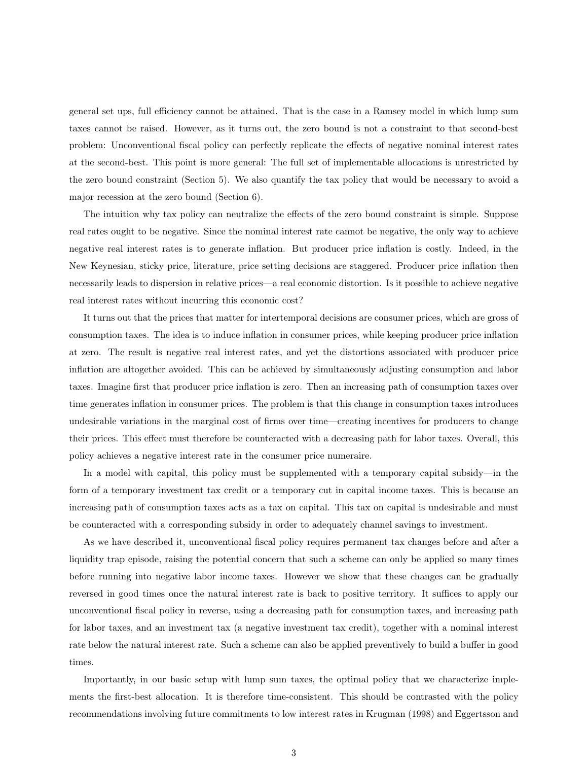general set ups, full efficiency cannot be attained. That is the case in a Ramsey model in which lump sum taxes cannot be raised. However, as it turns out, the zero bound is not a constraint to that second-best problem: Unconventional fiscal policy can perfectly replicate the effects of negative nominal interest rates at the second-best. This point is more general: The full set of implementable allocations is unrestricted by the zero bound constraint (Section 5). We also quantify the tax policy that would be necessary to avoid a major recession at the zero bound (Section 6).

The intuition why tax policy can neutralize the effects of the zero bound constraint is simple. Suppose real rates ought to be negative. Since the nominal interest rate cannot be negative, the only way to achieve negative real interest rates is to generate inflation. But producer price inflation is costly. Indeed, in the New Keynesian, sticky price, literature, price setting decisions are staggered. Producer price inflation then necessarily leads to dispersion in relative prices—a real economic distortion. Is it possible to achieve negative real interest rates without incurring this economic cost?

It turns out that the prices that matter for intertemporal decisions are consumer prices, which are gross of consumption taxes. The idea is to induce inflation in consumer prices, while keeping producer price inflation at zero. The result is negative real interest rates, and yet the distortions associated with producer price inflation are altogether avoided. This can be achieved by simultaneously adjusting consumption and labor taxes. Imagine first that producer price inflation is zero. Then an increasing path of consumption taxes over time generates inflation in consumer prices. The problem is that this change in consumption taxes introduces undesirable variations in the marginal cost of firms over time—creating incentives for producers to change their prices. This effect must therefore be counteracted with a decreasing path for labor taxes. Overall, this policy achieves a negative interest rate in the consumer price numeraire.

In a model with capital, this policy must be supplemented with a temporary capital subsidy—in the form of a temporary investment tax credit or a temporary cut in capital income taxes. This is because an increasing path of consumption taxes acts as a tax on capital. This tax on capital is undesirable and must be counteracted with a corresponding subsidy in order to adequately channel savings to investment.

As we have described it, unconventional fiscal policy requires permanent tax changes before and after a liquidity trap episode, raising the potential concern that such a scheme can only be applied so many times before running into negative labor income taxes. However we show that these changes can be gradually reversed in good times once the natural interest rate is back to positive territory. It suffices to apply our unconventional fiscal policy in reverse, using a decreasing path for consumption taxes, and increasing path for labor taxes, and an investment tax (a negative investment tax credit), together with a nominal interest rate below the natural interest rate. Such a scheme can also be applied preventively to build a buffer in good times.

Importantly, in our basic setup with lump sum taxes, the optimal policy that we characterize implements the first-best allocation. It is therefore time-consistent. This should be contrasted with the policy recommendations involving future commitments to low interest rates in Krugman (1998) and Eggertsson and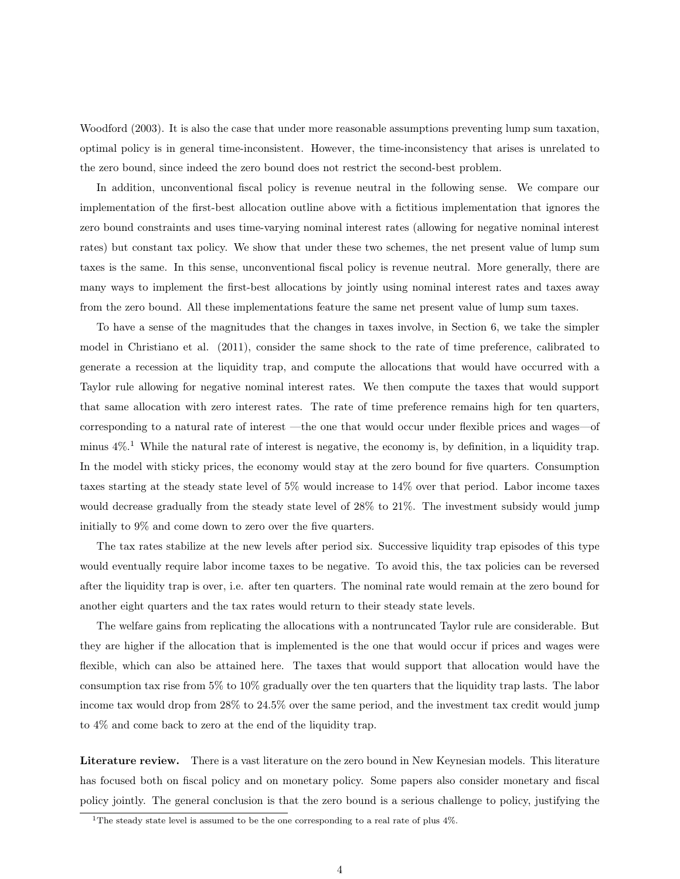Woodford (2003). It is also the case that under more reasonable assumptions preventing lump sum taxation, optimal policy is in general time-inconsistent. However, the time-inconsistency that arises is unrelated to the zero bound, since indeed the zero bound does not restrict the second-best problem.

In addition, unconventional fiscal policy is revenue neutral in the following sense. We compare our implementation of the first-best allocation outline above with a fictitious implementation that ignores the zero bound constraints and uses time-varying nominal interest rates (allowing for negative nominal interest rates) but constant tax policy. We show that under these two schemes, the net present value of lump sum taxes is the same. In this sense, unconventional fiscal policy is revenue neutral. More generally, there are many ways to implement the first-best allocations by jointly using nominal interest rates and taxes away from the zero bound. All these implementations feature the same net present value of lump sum taxes.

To have a sense of the magnitudes that the changes in taxes involve, in Section 6, we take the simpler model in Christiano et al. (2011), consider the same shock to the rate of time preference, calibrated to generate a recession at the liquidity trap, and compute the allocations that would have occurred with a Taylor rule allowing for negative nominal interest rates. We then compute the taxes that would support that same allocation with zero interest rates. The rate of time preference remains high for ten quarters, corresponding to a natural rate of interest —the one that would occur under flexible prices and wages—of minus 4%.[1] While the natural rate of interest is negative, the economy is, by definition, in a liquidity trap. In the model with sticky prices, the economy would stay at the zero bound for five quarters. Consumption taxes starting at the steady state level of 5% would increase to 14% over that period. Labor income taxes would decrease gradually from the steady state level of 28% to 21%. The investment subsidy would jump initially to 9% and come down to zero over the five quarters.

The tax rates stabilize at the new levels after period six. Successive liquidity trap episodes of this type would eventually require labor income taxes to be negative. To avoid this, the tax policies can be reversed after the liquidity trap is over, i.e. after ten quarters. The nominal rate would remain at the zero bound for another eight quarters and the tax rates would return to their steady state levels.

The welfare gains from replicating the allocations with a nontruncated Taylor rule are considerable. But they are higher if the allocation that is implemented is the one that would occur if prices and wages were flexible, which can also be attained here. The taxes that would support that allocation would have the consumption tax rise from 5% to 10% gradually over the ten quarters that the liquidity trap lasts. The labor income tax would drop from 28% to 24.5% over the same period, and the investment tax credit would jump to 4% and come back to zero at the end of the liquidity trap.

**Literature review.** There is a vast literature on the zero bound in New Keynesian models. This literature has focused both on fiscal policy and on monetary policy. Some papers also consider monetary and fiscal policy jointly. The general conclusion is that the zero bound is a serious challenge to policy, justifying the

[1] The steady state level is assumed to be the one corresponding to a real rate of plus 4%.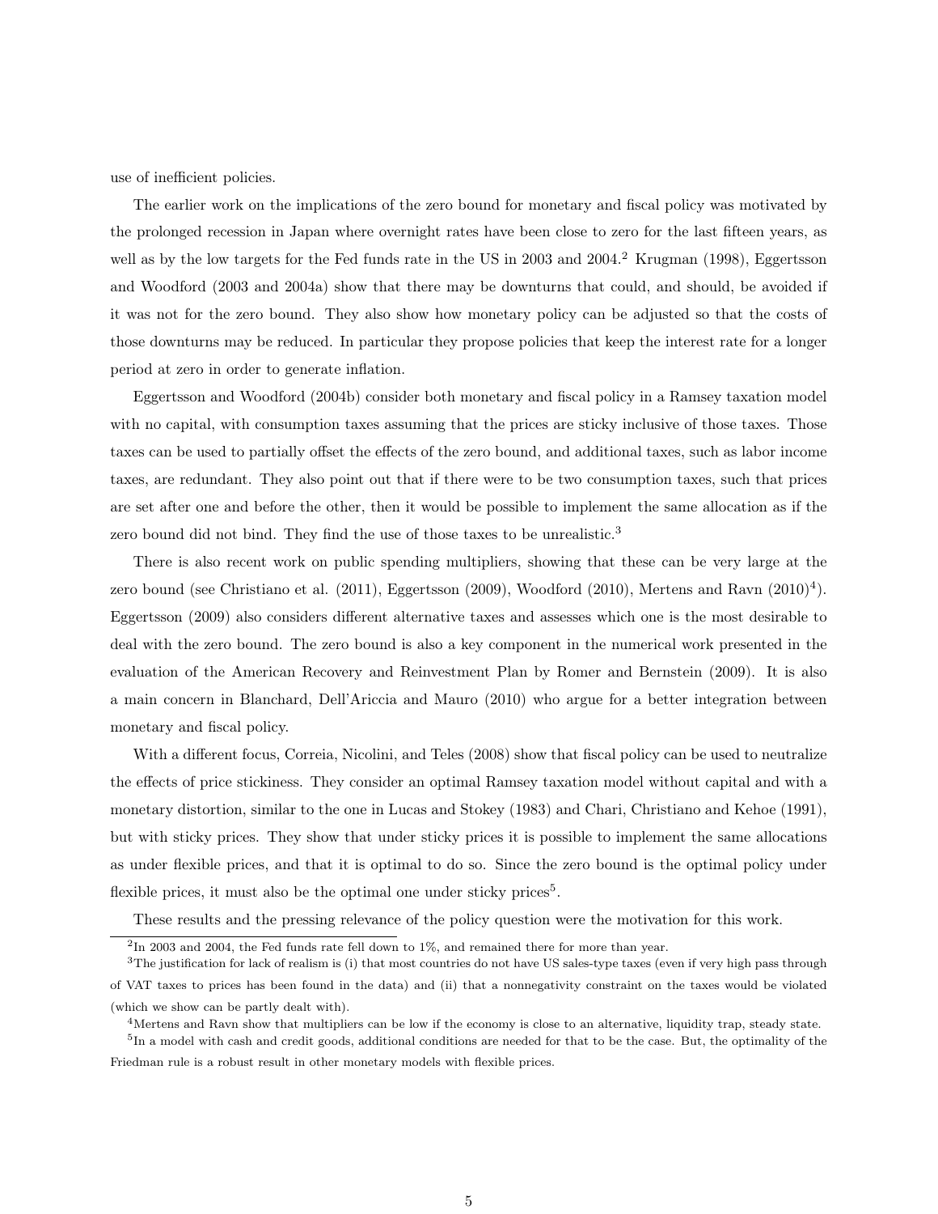use of inefficient policies.

The earlier work on the implications of the zero bound for monetary and fiscal policy was motivated by the prolonged recession in Japan where overnight rates have been close to zero for the last fifteen years, as well as by the low targets for the Fed funds rate in the US in 2003 and 2004.[2] Krugman (1998), Eggertsson and Woodford (2003 and 2004a) show that there may be downturns that could, and should, be avoided if it was not for the zero bound. They also show how monetary policy can be adjusted so that the costs of those downturns may be reduced. In particular they propose policies that keep the interest rate for a longer period at zero in order to generate inflation.

Eggertsson and Woodford (2004b) consider both monetary and fiscal policy in a Ramsey taxation model with no capital, with consumption taxes assuming that the prices are sticky inclusive of those taxes. Those taxes can be used to partially offset the effects of the zero bound, and additional taxes, such as labor income taxes, are redundant. They also point out that if there were to be two consumption taxes, such that prices are set after one and before the other, then it would be possible to implement the same allocation as if the zero bound did not bind. They find the use of those taxes to be unrealistic.[3]

There is also recent work on public spending multipliers, showing that these can be very large at the zero bound (see Christiano et al. (2011), Eggertsson (2009), Woodford (2010), Mertens and Ravn (2010)[4]). Eggertsson (2009) also considers different alternative taxes and assesses which one is the most desirable to deal with the zero bound. The zero bound is also a key component in the numerical work presented in the evaluation of the American Recovery and Reinvestment Plan by Romer and Bernstein (2009). It is also a main concern in Blanchard, Dell'Ariccia and Mauro (2010) who argue for a better integration between monetary and fiscal policy.

With a different focus, Correia, Nicolini, and Teles (2008) show that fiscal policy can be used to neutralize the effects of price stickiness. They consider an optimal Ramsey taxation model without capital and with a monetary distortion, similar to the one in Lucas and Stokey (1983) and Chari, Christiano and Kehoe (1991), but with sticky prices. They show that under sticky prices it is possible to implement the same allocations as under flexible prices, and that it is optimal to do so. Since the zero bound is the optimal policy under flexible prices, it must also be the optimal one under sticky prices[5].

These results and the pressing relevance of the policy question were the motivation for this work.

---

[2] In 2003 and 2004, the Fed funds rate fell down to 1%, and remained there for more than year.

[3] The justification for lack of realism is (i) that most countries do not have US sales-type taxes (even if very high pass through of VAT taxes to prices has been found in the data) and (ii) that a nonnegativity constraint on the taxes would be violated (which we show can be partly dealt with).

[4] Mertens and Ravn show that multipliers can be low if the economy is close to an alternative, liquidity trap, steady state.

[5] In a model with cash and credit goods, additional conditions are needed for that to be the case. But, the optimality of the Friedman rule is a robust result in other monetary models with flexible prices.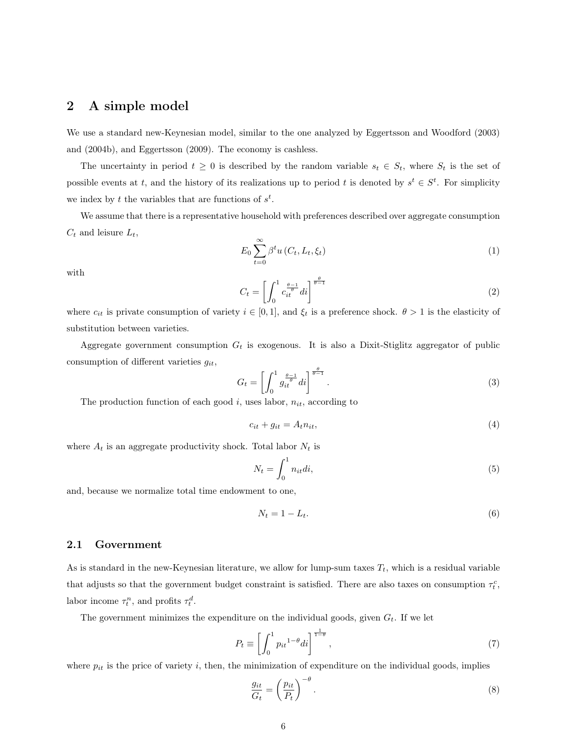## 2 A simple model

We use a standard new-Keynesian model, similar to the one analyzed by Eggertsson and Woodford (2003) and (2004b), and Eggertsson (2009). The economy is cashless.

The uncertainty in period $t \geq 0$ is described by the random variable $s_t \in S_t$, where $S_t$ is the set of possible events at $t$, and the history of its realizations up to period $t$ is denoted by $s^t \in S^t$. For simplicity we index by $t$ the variables that are functions of $s^t$.

We assume that there is a representative household with preferences described over aggregate consumption $C_t$ and leisure $L_t$,

$$E_0 \sum_{t=0}^{\infty} \beta^t u\left(C_t, L_t, \xi_t\right) \tag{1}$$

with

$$C_t = \left[\int_0^1 c_{it}^{\frac{\theta-1}{\theta}} di\right]^{\frac{\theta}{\theta-1}} \tag{2}$$

where $c_{it}$ is private consumption of variety $i \in [0,1]$, and $\xi_t$ is a preference shock. $\theta > 1$ is the elasticity of substitution between varieties.

Aggregate government consumption $G_t$ is exogenous. It is also a Dixit-Stiglitz aggregator of public consumption of different varieties $g_{it}$,

$$G_t = \left[\int_0^1 g_{it}^{\frac{\theta-1}{\theta}} di\right]^{\frac{\theta}{\theta-1}}. \tag{3}$$

The production function of each good $i$, uses labor, $n_{it}$, according to

$$c_{it} + g_{it} = A_t n_{it}, \tag{4}$$

where $A_t$ is an aggregate productivity shock. Total labor $N_t$ is

$$N_t = \int_0^1 n_{it} di, \tag{5}$$

and, because we normalize total time endowment to one,

$$N_t = 1 - L_t. \tag{6}$$

### 2.1 Government

As is standard in the new-Keynesian literature, we allow for lump-sum taxes $T_t$, which is a residual variable that adjusts so that the government budget constraint is satisfied. There are also taxes on consumption $\tau_t^c$, labor income $\tau_t^n$, and profits $\tau_t^d$.

The government minimizes the expenditure on the individual goods, given $G_t$. If we let

$$P_t \equiv \left[\int_0^1 {p_{it}}^{1-\theta} di\right]^{\frac{1}{1-\theta}}, \tag{7}$$

where $p_{it}$ is the price of variety $i$, then, the minimization of expenditure on the individual goods, implies

$$\frac{g_{it}}{G_t} = \left(\frac{p_{it}}{P_t}\right)^{-\theta}. \tag{8}$$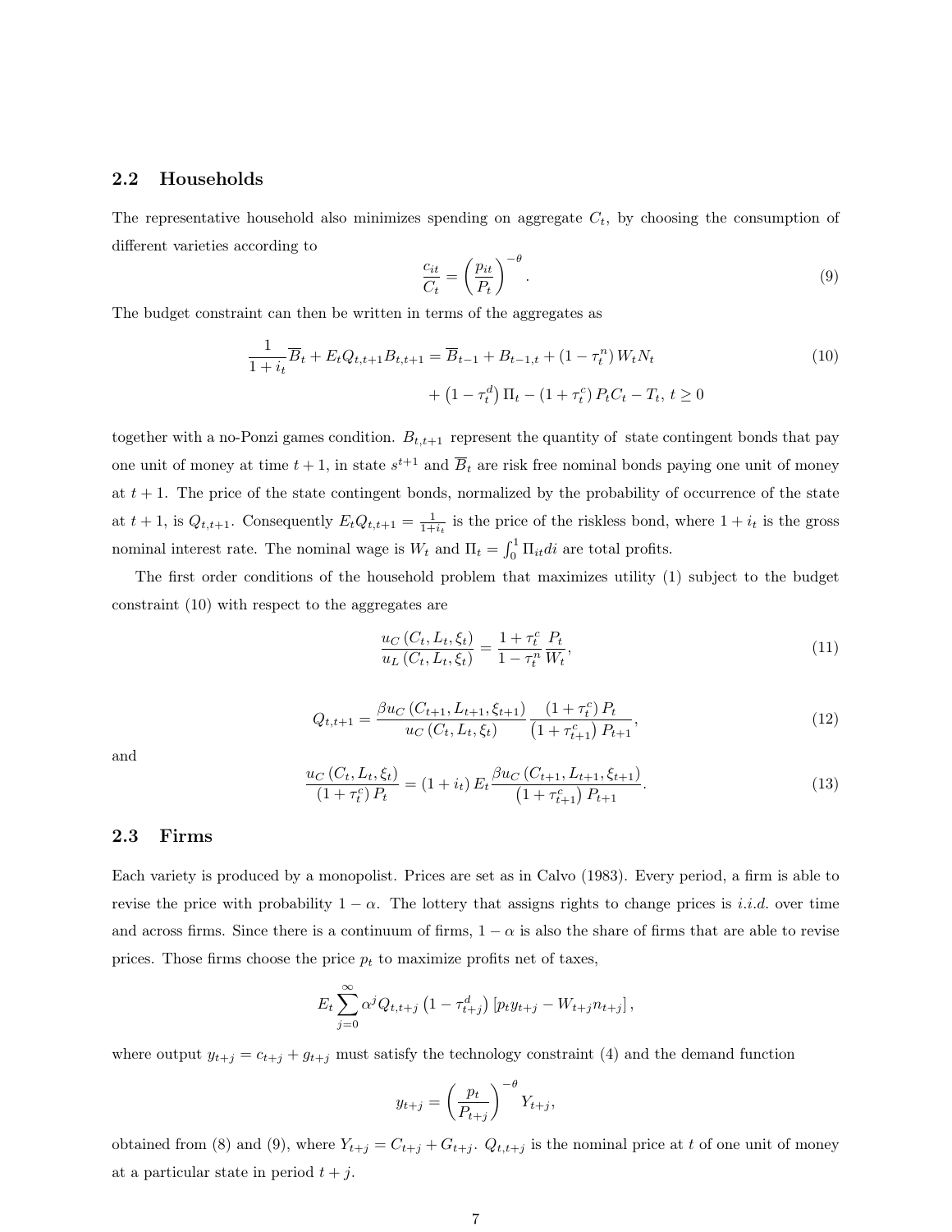## 2.2 Households

The representative household also minimizes spending on aggregate $C_t$, by choosing the consumption of different varieties according to

$$\frac{c_{it}}{C_t} = \left(\frac{p_{it}}{P_t}\right)^{-\theta}. \tag{9}$$

The budget constraint can then be written in terms of the aggregates as

$$\frac{1}{1+i_t}\overline{B}_t + E_t Q_{t,t+1} B_{t,t+1} = \overline{B}_{t-1} + B_{t-1,t} + \left(1-\tau_t^n\right) W_t N_t \tag{10}$$

$$+ \left(1-\tau_t^d\right)\Pi_t - \left(1+\tau_t^c\right) P_t C_t - T_t, \; t \geq 0$$

together with a no-Ponzi games condition. $B_{t,t+1}$ represent the quantity of state contingent bonds that pay one unit of money at time $t+1$, in state $s^{t+1}$ and $\overline{B}_t$ are risk free nominal bonds paying one unit of money at $t+1$. The price of the state contingent bonds, normalized by the probability of occurrence of the state at $t+1$, is $Q_{t,t+1}$. Consequently $E_t Q_{t,t+1} = \frac{1}{1+i_t}$ is the price of the riskless bond, where $1+i_t$ is the gross nominal interest rate. The nominal wage is $W_t$ and $\Pi_t = \int_0^1 \Pi_{it} di$ are total profits.

The first order conditions of the household problem that maximizes utility (1) subject to the budget constraint (10) with respect to the aggregates are

$$\frac{u_C\left(C_t, L_t, \xi_t\right)}{u_L\left(C_t, L_t, \xi_t\right)} = \frac{1+\tau_t^c}{1-\tau_t^n}\frac{P_t}{W_t}, \tag{11}$$

$$Q_{t,t+1} = \frac{\beta u_C\left(C_{t+1}, L_{t+1}, \xi_{t+1}\right)}{u_C\left(C_t, L_t, \xi_t\right)} \frac{\left(1+\tau_t^c\right) P_t}{\left(1+\tau_{t+1}^c\right) P_{t+1}}, \tag{12}$$

and

$$\frac{u_C\left(C_t, L_t, \xi_t\right)}{\left(1+\tau_t^c\right) P_t} = \left(1+i_t\right) E_t \frac{\beta u_C\left(C_{t+1}, L_{t+1}, \xi_{t+1}\right)}{\left(1+\tau_{t+1}^c\right) P_{t+1}}. \tag{13}$$

## 2.3 Firms

Each variety is produced by a monopolist. Prices are set as in Calvo (1983). Every period, a firm is able to revise the price with probability $1-\alpha$. The lottery that assigns rights to change prices is *i.i.d.* over time and across firms. Since there is a continuum of firms, $1-\alpha$ is also the share of firms that are able to revise prices. Those firms choose the price $p_t$ to maximize profits net of taxes,

$$E_t \sum_{j=0}^{\infty} \alpha^j Q_{t,t+j}\left(1-\tau_{t+j}^d\right)\left[p_t y_{t+j} - W_{t+j} n_{t+j}\right],$$

where output $y_{t+j} = c_{t+j} + g_{t+j}$ must satisfy the technology constraint (4) and the demand function

$$y_{t+j} = \left(\frac{p_t}{P_{t+j}}\right)^{-\theta} Y_{t+j},$$

obtained from (8) and (9), where $Y_{t+j} = C_{t+j} + G_{t+j}$. $Q_{t,t+j}$ is the nominal price at $t$ of one unit of money at a particular state in period $t+j$.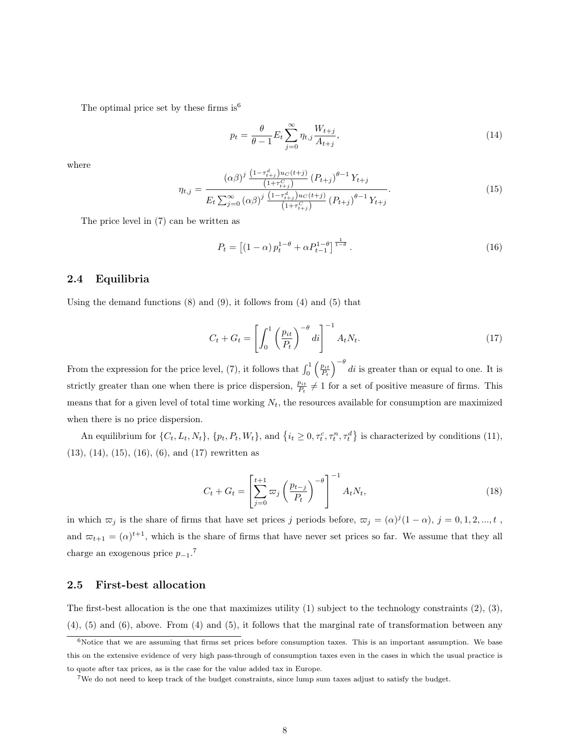The optimal price set by these firms is[6]

$$p_t = \frac{\theta}{\theta - 1} E_t \sum_{j=0}^{\infty} \eta_{t,j} \frac{W_{t+j}}{A_{t+j}}, \tag{14}$$

where

$$\eta_{t,j} = \frac{(\alpha\beta)^j \frac{\left(1-\tau_{t+j}^d\right) u_C(t+j)}{\left(1+\tau_{t+j}^C\right)} \left(P_{t+j}\right)^{\theta-1} Y_{t+j}}{E_t \sum_{j=0}^{\infty} (\alpha\beta)^j \frac{\left(1-\tau_{t+j}^d\right) u_C(t+j)}{\left(1+\tau_{t+j}^C\right)} \left(P_{t+j}\right)^{\theta-1} Y_{t+j}}. \tag{15}$$

The price level in (7) can be written as

$$P_t = \left[(1-\alpha) p_t^{1-\theta} + \alpha P_{t-1}^{1-\theta}\right]^{\frac{1}{1-\theta}}. \tag{16}$$

## 2.4 Equilibria

Using the demand functions (8) and (9), it follows from (4) and (5) that

$$C_t + G_t = \left[\int_0^1 \left(\frac{p_{it}}{P_t}\right)^{-\theta} di\right]^{-1} A_t N_t. \tag{17}$$

From the expression for the price level, (7), it follows that $\int_0^1 \left(\frac{p_{it}}{P_t}\right)^{-\theta} di$ is greater than or equal to one. It is strictly greater than one when there is price dispersion, $\frac{p_{it}}{P_t} \neq 1$ for a set of positive measure of firms. This means that for a given level of total time working $N_t$, the resources available for consumption are maximized when there is no price dispersion.

An equilibrium for $\{C_t, L_t, N_t\}$, $\{p_t, P_t, W_t\}$, and $\left\{i_t \geq 0, \tau_t^c, \tau_t^n, \tau_t^d\right\}$ is characterized by conditions (11), (13), (14), (15), (16), (6), and (17) rewritten as

$$C_t + G_t = \left[\sum_{j=0}^{t+1} \varpi_j \left(\frac{p_{t-j}}{P_t}\right)^{-\theta}\right]^{-1} A_t N_t, \tag{18}$$

in which $\varpi_j$ is the share of firms that have set prices $j$ periods before, $\varpi_j = (\alpha)^j (1-\alpha)$, $j = 0, 1, 2, ..., t$ , and $\varpi_{t+1} = (\alpha)^{t+1}$, which is the share of firms that have never set prices so far. We assume that they all charge an exogenous price $p_{-1}$.[7]

## 2.5 First-best allocation

The first-best allocation is the one that maximizes utility (1) subject to the technology constraints (2), (3), (4), (5) and (6), above. From (4) and (5), it follows that the marginal rate of transformation between any

[6]Notice that we are assuming that firms set prices before consumption taxes. This is an important assumption. We base this on the extensive evidence of very high pass-through of consumption taxes even in the cases in which the usual practice is to quote after tax prices, as is the case for the value added tax in Europe.

[7]We do not need to keep track of the budget constraints, since lump sum taxes adjust to satisfy the budget.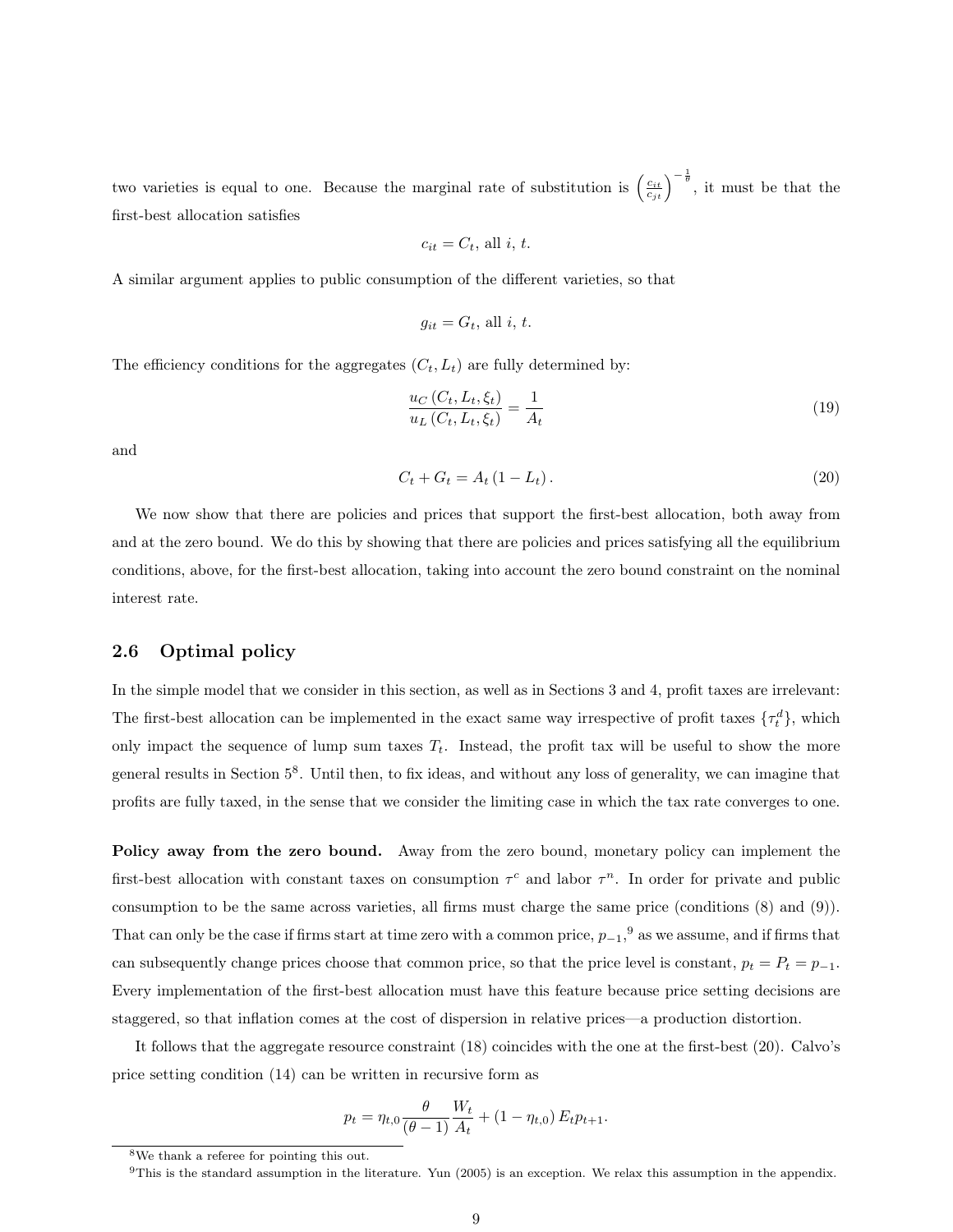two varieties is equal to one. Because the marginal rate of substitution is $\left(\frac{c_{it}}{c_{jt}}\right)^{-\frac{1}{\theta}}$, it must be that the first-best allocation satisfies

$$c_{it} = C_t, \text{ all } i, t.$$

A similar argument applies to public consumption of the different varieties, so that

$$g_{it} = G_t, \text{ all } i, t.$$

The efficiency conditions for the aggregates $(C_t, L_t)$ are fully determined by:

$$\frac{u_C(C_t, L_t, \xi_t)}{u_L(C_t, L_t, \xi_t)} = \frac{1}{A_t} \tag{19}$$

and

$$C_t + G_t = A_t(1 - L_t). \tag{20}$$

We now show that there are policies and prices that support the first-best allocation, both away from and at the zero bound. We do this by showing that there are policies and prices satisfying all the equilibrium conditions, above, for the first-best allocation, taking into account the zero bound constraint on the nominal interest rate.

## 2.6 Optimal policy

In the simple model that we consider in this section, as well as in Sections 3 and 4, profit taxes are irrelevant: The first-best allocation can be implemented in the exact same way irrespective of profit taxes $\{\tau_t^d\}$, which only impact the sequence of lump sum taxes $T_t$. Instead, the profit tax will be useful to show the more general results in Section 5[8]. Until then, to fix ideas, and without any loss of generality, we can imagine that profits are fully taxed, in the sense that we consider the limiting case in which the tax rate converges to one.

**Policy away from the zero bound.** Away from the zero bound, monetary policy can implement the first-best allocation with constant taxes on consumption $\tau^c$ and labor $\tau^n$. In order for private and public consumption to be the same across varieties, all firms must charge the same price (conditions (8) and (9)). That can only be the case if firms start at time zero with a common price, $p_{-1}$,[9] as we assume, and if firms that can subsequently change prices choose that common price, so that the price level is constant, $p_t = P_t = p_{-1}$. Every implementation of the first-best allocation must have this feature because price setting decisions are staggered, so that inflation comes at the cost of dispersion in relative prices—a production distortion.

It follows that the aggregate resource constraint (18) coincides with the one at the first-best (20). Calvo's price setting condition (14) can be written in recursive form as

$$p_t = \eta_{t,0} \frac{\theta}{(\theta - 1)} \frac{W_t}{A_t} + (1 - \eta_{t,0}) E_t p_{t+1}.$$

[8] We thank a referee for pointing this out.

[9] This is the standard assumption in the literature. Yun (2005) is an exception. We relax this assumption in the appendix.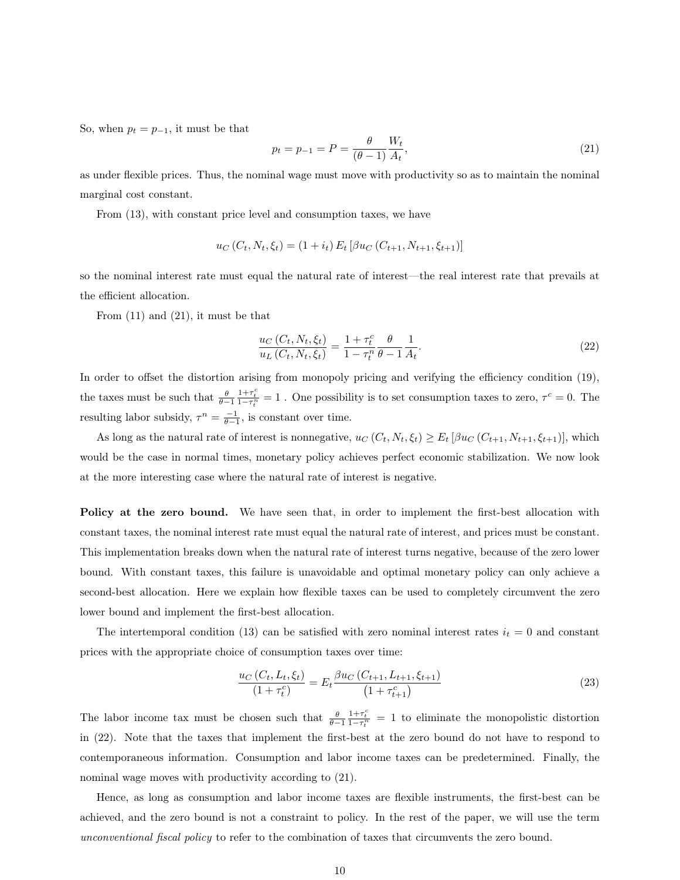So, when $p_t = p_{-1}$, it must be that

$$p_t = p_{-1} = P = \frac{\theta}{(\theta-1)}\frac{W_t}{A_t}, \tag{21}$$

as under flexible prices. Thus, the nominal wage must move with productivity so as to maintain the nominal marginal cost constant.

From (13), with constant price level and consumption taxes, we have

$$u_C(C_t, N_t, \xi_t) = (1+i_t)\, E_t\left[\beta u_C(C_{t+1}, N_{t+1}, \xi_{t+1})\right]$$

so the nominal interest rate must equal the natural rate of interest—the real interest rate that prevails at the efficient allocation.

From (11) and (21), it must be that

$$\frac{u_C(C_t, N_t, \xi_t)}{u_L(C_t, N_t, \xi_t)} = \frac{1+\tau_t^c}{1-\tau_t^n}\frac{\theta}{\theta-1}\frac{1}{A_t}. \tag{22}$$

In order to offset the distortion arising from monopoly pricing and verifying the efficiency condition (19), the taxes must be such that $\frac{\theta}{\theta-1}\frac{1+\tau_t^c}{1-\tau_t^n} = 1$ . One possibility is to set consumption taxes to zero, $\tau^c = 0$. The resulting labor subsidy, $\tau^n = \frac{-1}{\theta-1}$, is constant over time.

As long as the natural rate of interest is nonnegative, $u_C(C_t, N_t, \xi_t) \geq E_t\left[\beta u_C(C_{t+1}, N_{t+1}, \xi_{t+1})\right]$, which would be the case in normal times, monetary policy achieves perfect economic stabilization. We now look at the more interesting case where the natural rate of interest is negative.

**Policy at the zero bound.** We have seen that, in order to implement the first-best allocation with constant taxes, the nominal interest rate must equal the natural rate of interest, and prices must be constant. This implementation breaks down when the natural rate of interest turns negative, because of the zero lower bound. With constant taxes, this failure is unavoidable and optimal monetary policy can only achieve a second-best allocation. Here we explain how flexible taxes can be used to completely circumvent the zero lower bound and implement the first-best allocation.

The intertemporal condition (13) can be satisfied with zero nominal interest rates $i_t = 0$ and constant prices with the appropriate choice of consumption taxes over time:

$$\frac{u_C(C_t, L_t, \xi_t)}{(1+\tau_t^c)} = E_t\frac{\beta u_C(C_{t+1}, L_{t+1}, \xi_{t+1})}{\left(1+\tau_{t+1}^c\right)} \tag{23}$$

The labor income tax must be chosen such that $\frac{\theta}{\theta-1}\frac{1+\tau_t^c}{1-\tau_t^n} = 1$ to eliminate the monopolistic distortion in (22). Note that the taxes that implement the first-best at the zero bound do not have to respond to contemporaneous information. Consumption and labor income taxes can be predetermined. Finally, the nominal wage moves with productivity according to (21).

Hence, as long as consumption and labor income taxes are flexible instruments, the first-best can be achieved, and the zero bound is not a constraint to policy. In the rest of the paper, we will use the term *unconventional fiscal policy* to refer to the combination of taxes that circumvents the zero bound.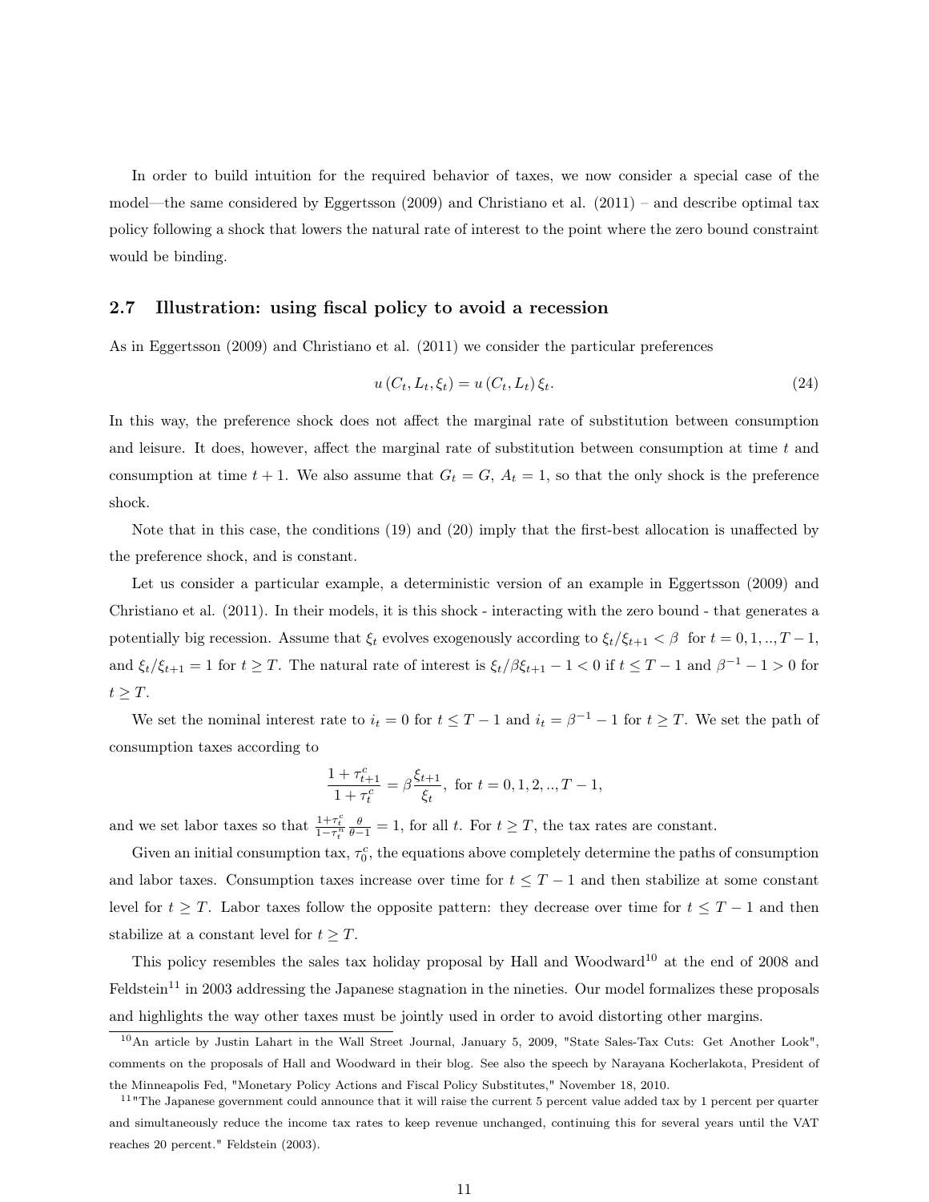In order to build intuition for the required behavior of taxes, we now consider a special case of the model—the same considered by Eggertsson (2009) and Christiano et al. (2011) – and describe optimal tax policy following a shock that lowers the natural rate of interest to the point where the zero bound constraint would be binding.

### 2.7 Illustration: using fiscal policy to avoid a recession

As in Eggertsson (2009) and Christiano et al. (2011) we consider the particular preferences

$$u(C_t, L_t, \xi_t) = u(C_t, L_t)\,\xi_t. \tag{24}$$

In this way, the preference shock does not affect the marginal rate of substitution between consumption and leisure. It does, however, affect the marginal rate of substitution between consumption at time $t$ and consumption at time $t+1$. We also assume that $G_t = G$, $A_t = 1$, so that the only shock is the preference shock.

Note that in this case, the conditions (19) and (20) imply that the first-best allocation is unaffected by the preference shock, and is constant.

Let us consider a particular example, a deterministic version of an example in Eggertsson (2009) and Christiano et al. (2011). In their models, it is this shock - interacting with the zero bound - that generates a potentially big recession. Assume that $\xi_t$ evolves exogenously according to $\xi_t/\xi_{t+1} < \beta$ for $t = 0, 1, .., T-1$, and $\xi_t/\xi_{t+1} = 1$ for $t \geq T$. The natural rate of interest is $\xi_t/\beta\xi_{t+1} - 1 < 0$ if $t \leq T-1$ and $\beta^{-1} - 1 > 0$ for $t \geq T$.

We set the nominal interest rate to $i_t = 0$ for $t \leq T-1$ and $i_t = \beta^{-1} - 1$ for $t \geq T$. We set the path of consumption taxes according to

$$\frac{1+\tau_{t+1}^c}{1+\tau_t^c} = \beta\frac{\xi_{t+1}}{\xi_t}, \text{ for } t = 0, 1, 2, .., T-1,$$

and we set labor taxes so that $\frac{1+\tau_t^c}{1-\tau_t^n}\frac{\theta}{\theta-1} = 1$, for all $t$. For $t \geq T$, the tax rates are constant.

Given an initial consumption tax, $\tau_0^c$, the equations above completely determine the paths of consumption and labor taxes. Consumption taxes increase over time for $t \leq T-1$ and then stabilize at some constant level for $t \geq T$. Labor taxes follow the opposite pattern: they decrease over time for $t \leq T-1$ and then stabilize at a constant level for $t \geq T$.

This policy resembles the sales tax holiday proposal by Hall and Woodward[10] at the end of 2008 and Feldstein[11] in 2003 addressing the Japanese stagnation in the nineties. Our model formalizes these proposals and highlights the way other taxes must be jointly used in order to avoid distorting other margins.

[10] An article by Justin Lahart in the Wall Street Journal, January 5, 2009, "State Sales-Tax Cuts: Get Another Look", comments on the proposals of Hall and Woodward in their blog. See also the speech by Narayana Kocherlakota, President of the Minneapolis Fed, "Monetary Policy Actions and Fiscal Policy Substitutes," November 18, 2010.

[11] "The Japanese government could announce that it will raise the current 5 percent value added tax by 1 percent per quarter and simultaneously reduce the income tax rates to keep revenue unchanged, continuing this for several years until the VAT reaches 20 percent." Feldstein (2003).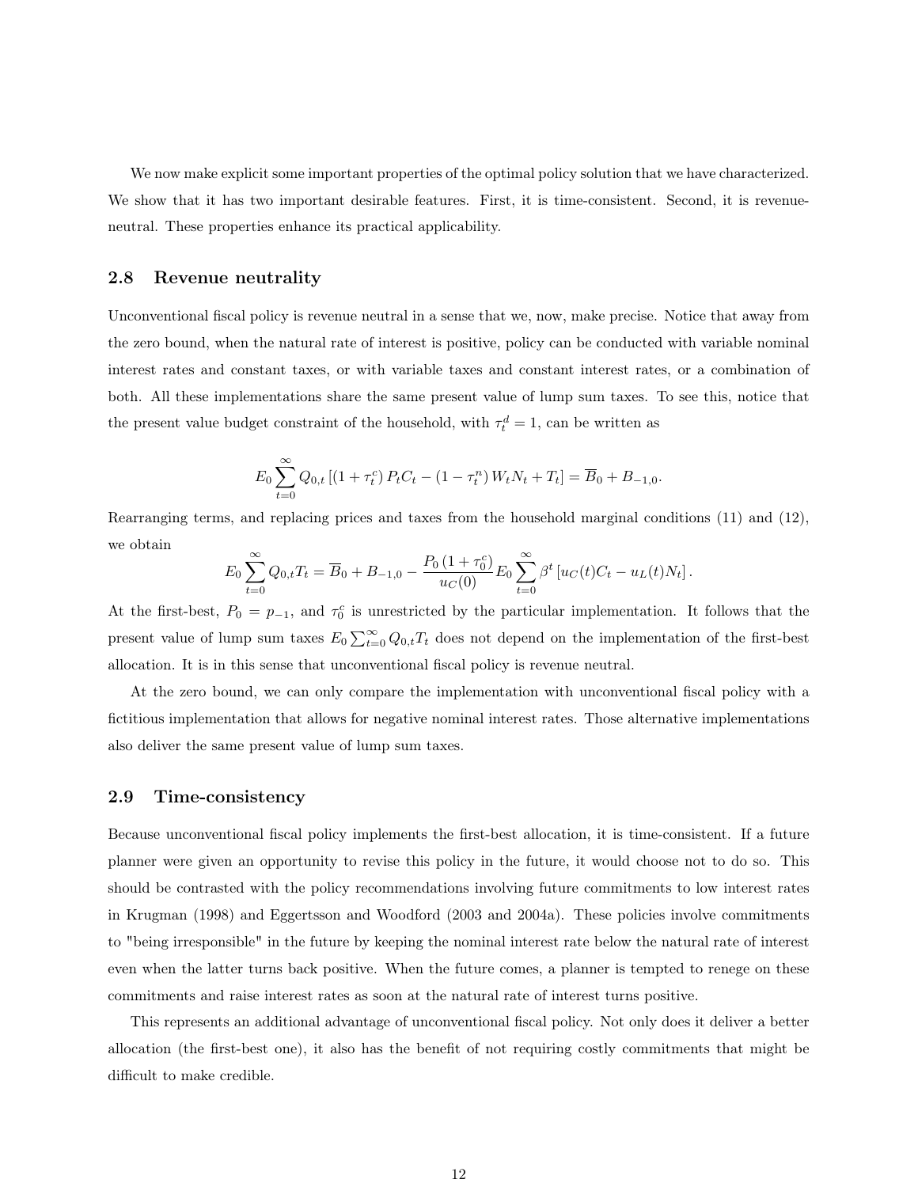We now make explicit some important properties of the optimal policy solution that we have characterized. We show that it has two important desirable features. First, it is time-consistent. Second, it is revenue-neutral. These properties enhance its practical applicability.

## 2.8 Revenue neutrality

Unconventional fiscal policy is revenue neutral in a sense that we, now, make precise. Notice that away from the zero bound, when the natural rate of interest is positive, policy can be conducted with variable nominal interest rates and constant taxes, or with variable taxes and constant interest rates, or a combination of both. All these implementations share the same present value of lump sum taxes. To see this, notice that the present value budget constraint of the household, with $\tau_t^d = 1$, can be written as

$$E_0 \sum_{t=0}^{\infty} Q_{0,t} \left[ (1+\tau_t^c) P_t C_t - (1-\tau_t^n) W_t N_t + T_t \right] = \overline{B}_0 + B_{-1,0}.$$

Rearranging terms, and replacing prices and taxes from the household marginal conditions (11) and (12), we obtain

$$E_0 \sum_{t=0}^{\infty} Q_{0,t} T_t = \overline{B}_0 + B_{-1,0} - \frac{P_0 (1+\tau_0^c)}{u_C(0)} E_0 \sum_{t=0}^{\infty} \beta^t \left[ u_C(t) C_t - u_L(t) N_t \right].$$

At the first-best, $P_0 = p_{-1}$, and $\tau_0^c$ is unrestricted by the particular implementation. It follows that the present value of lump sum taxes $E_0 \sum_{t=0}^{\infty} Q_{0,t} T_t$ does not depend on the implementation of the first-best allocation. It is in this sense that unconventional fiscal policy is revenue neutral.

At the zero bound, we can only compare the implementation with unconventional fiscal policy with a fictitious implementation that allows for negative nominal interest rates. Those alternative implementations also deliver the same present value of lump sum taxes.

## 2.9 Time-consistency

Because unconventional fiscal policy implements the first-best allocation, it is time-consistent. If a future planner were given an opportunity to revise this policy in the future, it would choose not to do so. This should be contrasted with the policy recommendations involving future commitments to low interest rates in Krugman (1998) and Eggertsson and Woodford (2003 and 2004a). These policies involve commitments to "being irresponsible" in the future by keeping the nominal interest rate below the natural rate of interest even when the latter turns back positive. When the future comes, a planner is tempted to renege on these commitments and raise interest rates as soon at the natural rate of interest turns positive.

This represents an additional advantage of unconventional fiscal policy. Not only does it deliver a better allocation (the first-best one), it also has the benefit of not requiring costly commitments that might be difficult to make credible.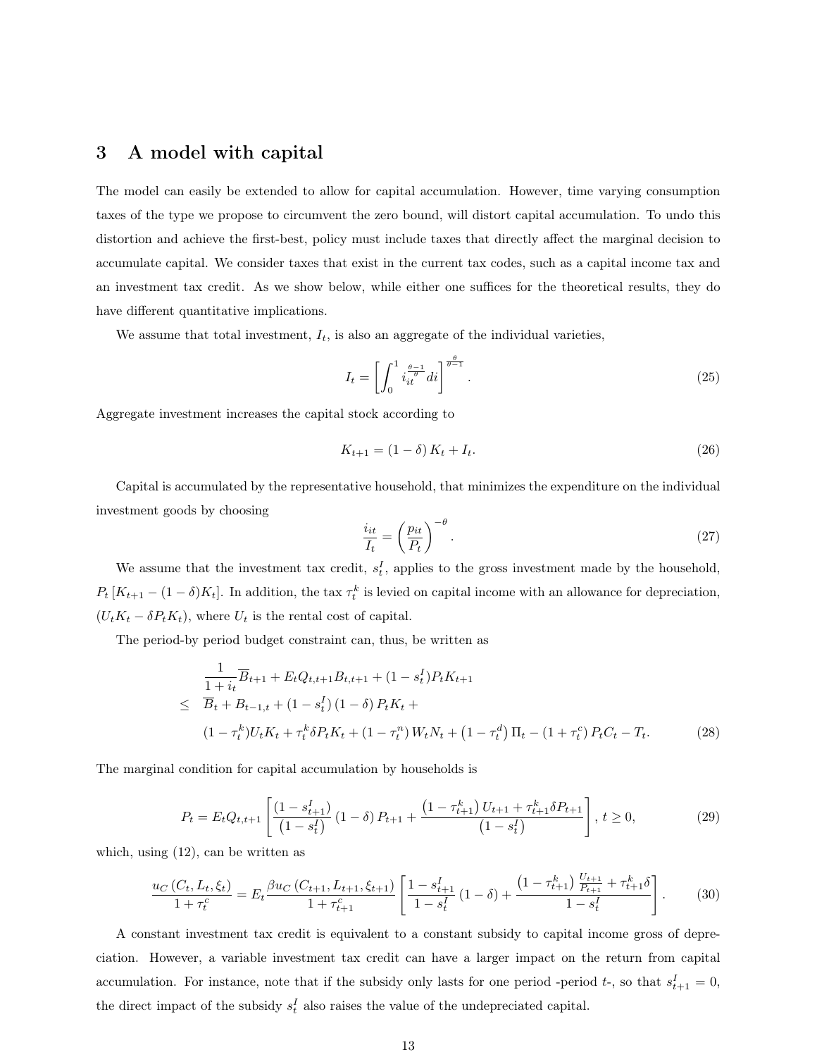## 3 A model with capital

The model can easily be extended to allow for capital accumulation. However, time varying consumption taxes of the type we propose to circumvent the zero bound, will distort capital accumulation. To undo this distortion and achieve the first-best, policy must include taxes that directly affect the marginal decision to accumulate capital. We consider taxes that exist in the current tax codes, such as a capital income tax and an investment tax credit. As we show below, while either one suffices for the theoretical results, they do have different quantitative implications.

We assume that total investment, $I_t$, is also an aggregate of the individual varieties,

$$I_t = \left[ \int_0^1 i_{it}^{\frac{\theta-1}{\theta}} di \right]^{\frac{\theta}{\theta-1}}. \tag{25}$$

Aggregate investment increases the capital stock according to

$$K_{t+1} = (1-\delta) K_t + I_t. \tag{26}$$

Capital is accumulated by the representative household, that minimizes the expenditure on the individual investment goods by choosing

$$\frac{i_{it}}{I_t} = \left( \frac{p_{it}}{P_t} \right)^{-\theta}. \tag{27}$$

We assume that the investment tax credit, $s_t^I$, applies to the gross investment made by the household, $P_t \left[ K_{t+1} - (1-\delta) K_t \right]$. In addition, the tax $\tau_t^k$ is levied on capital income with an allowance for depreciation, $(U_t K_t - \delta P_t K_t)$, where $U_t$ is the rental cost of capital.

The period-by period budget constraint can, thus, be written as

$$\begin{aligned}
&\frac{1}{1+i_t}\overline{B}_{t+1} + E_t Q_{t,t+1} B_{t,t+1} + (1-s_t^I) P_t K_{t+1} \\
\leq\ & \overline{B}_t + B_{t-1,t} + (1-s_t^I)(1-\delta) P_t K_t + \\
& (1-\tau_t^k) U_t K_t + \tau_t^k \delta P_t K_t + (1-\tau_t^n) W_t N_t + \left(1-\tau_t^d\right) \Pi_t - (1+\tau_t^c) P_t C_t - T_t.
\end{aligned} \tag{28}$$

The marginal condition for capital accumulation by households is

$$P_t = E_t Q_{t,t+1} \left[ \frac{(1-s_{t+1}^I)}{(1-s_t^I)} (1-\delta) P_{t+1} + \frac{\left(1-\tau_{t+1}^k\right) U_{t+1} + \tau_{t+1}^k \delta P_{t+1}}{\left(1-s_t^I\right)} \right], \ t \geq 0, \tag{29}$$

which, using (12), can be written as

$$\frac{u_C(C_t, L_t, \xi_t)}{1+\tau_t^c} = E_t \frac{\beta u_C(C_{t+1}, L_{t+1}, \xi_{t+1})}{1+\tau_{t+1}^c} \left[ \frac{1-s_{t+1}^I}{1-s_t^I} (1-\delta) + \frac{\left(1-\tau_{t+1}^k\right) \frac{U_{t+1}}{P_{t+1}} + \tau_{t+1}^k \delta}{1-s_t^I} \right]. \tag{30}$$

A constant investment tax credit is equivalent to a constant subsidy to capital income gross of depreciation. However, a variable investment tax credit can have a larger impact on the return from capital accumulation. For instance, note that if the subsidy only lasts for one period -period $t$-, so that $s_{t+1}^I = 0$, the direct impact of the subsidy $s_t^I$ also raises the value of the undepreciated capital.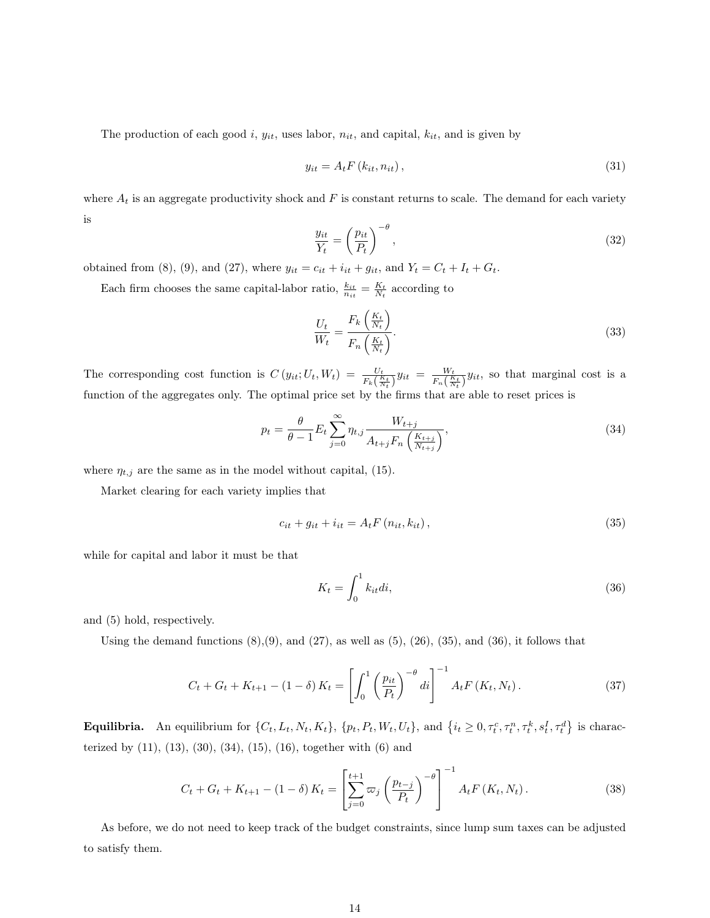The production of each good $i$, $y_{it}$, uses labor, $n_{it}$, and capital, $k_{it}$, and is given by

$$y_{it} = A_t F\left(k_{it}, n_{it}\right), \tag{31}$$

where $A_t$ is an aggregate productivity shock and $F$ is constant returns to scale. The demand for each variety is

$$\frac{y_{it}}{Y_t} = \left(\frac{p_{it}}{P_t}\right)^{-\theta}, \tag{32}$$

obtained from (8), (9), and (27), where $y_{it} = c_{it} + i_{it} + g_{it}$, and $Y_t = C_t + I_t + G_t$.

Each firm chooses the same capital-labor ratio, $\frac{k_{it}}{n_{it}} = \frac{K_t}{N_t}$ according to

$$\frac{U_t}{W_t} = \frac{F_k\left(\frac{K_t}{N_t}\right)}{F_n\left(\frac{K_t}{N_t}\right)}. \tag{33}$$

The corresponding cost function is $C\left(y_{it}; U_t, W_t\right) = \frac{U_t}{F_k\left(\frac{K_t}{N_t}\right)} y_{it} = \frac{W_t}{F_n\left(\frac{K_t}{N_t}\right)} y_{it}$, so that marginal cost is a function of the aggregates only. The optimal price set by the firms that are able to reset prices is

$$p_t = \frac{\theta}{\theta - 1} E_t \sum_{j=0}^{\infty} \eta_{t,j} \frac{W_{t+j}}{A_{t+j} F_n\left(\frac{K_{t+j}}{N_{t+j}}\right)}, \tag{34}$$

where $\eta_{t,j}$ are the same as in the model without capital, (15).

Market clearing for each variety implies that

$$c_{it} + g_{it} + i_{it} = A_t F\left(n_{it}, k_{it}\right), \tag{35}$$

while for capital and labor it must be that

$$K_t = \int_0^1 k_{it} di, \tag{36}$$

and (5) hold, respectively.

Using the demand functions (8),(9), and (27), as well as (5), (26), (35), and (36), it follows that

$$C_t + G_t + K_{t+1} - (1 - \delta) K_t = \left[\int_0^1 \left(\frac{p_{it}}{P_t}\right)^{-\theta} di\right]^{-1} A_t F\left(K_t, N_t\right). \tag{37}$$

**Equilibria.** An equilibrium for $\{C_t, L_t, N_t, K_t\}$, $\{p_t, P_t, W_t, U_t\}$, and $\left\{i_t \geq 0, \tau_t^c, \tau_t^n, \tau_t^k, s_t^I, \tau_t^d\right\}$ is characterized by (11), (13), (30), (34), (15), (16), together with (6) and

$$C_t + G_t + K_{t+1} - (1 - \delta) K_t = \left[\sum_{j=0}^{t+1} \varpi_j \left(\frac{p_{t-j}}{P_t}\right)^{-\theta}\right]^{-1} A_t F\left(K_t, N_t\right). \tag{38}$$

As before, we do not need to keep track of the budget constraints, since lump sum taxes can be adjusted to satisfy them.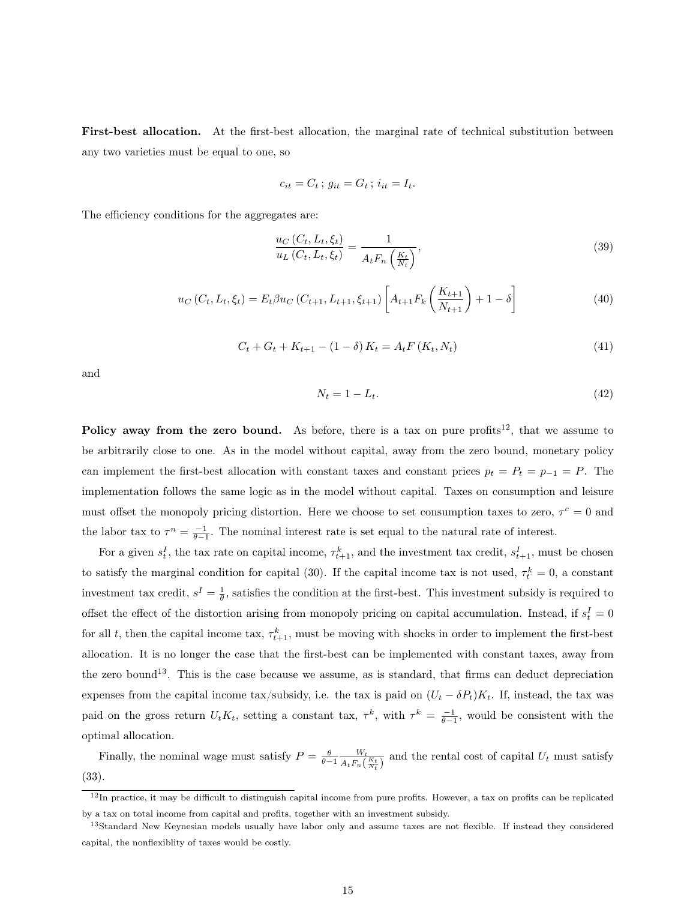**First-best allocation.** At the first-best allocation, the marginal rate of technical substitution between any two varieties must be equal to one, so

$$c_{it} = C_t \,;\, g_{it} = G_t \,;\, i_{it} = I_t.$$

The efficiency conditions for the aggregates are:

$$\frac{u_C(C_t, L_t, \xi_t)}{u_L(C_t, L_t, \xi_t)} = \frac{1}{A_t F_n\left(\frac{K_t}{N_t}\right)}, \tag{39}$$

$$u_C(C_t, L_t, \xi_t) = E_t \beta u_C(C_{t+1}, L_{t+1}, \xi_{t+1}) \left[A_{t+1} F_k\left(\frac{K_{t+1}}{N_{t+1}}\right) + 1 - \delta\right] \tag{40}$$

$$C_t + G_t + K_{t+1} - (1-\delta) K_t = A_t F(K_t, N_t) \tag{41}$$

and

$$N_t = 1 - L_t. \tag{42}$$

**Policy away from the zero bound.** As before, there is a tax on pure profits[12], that we assume to be arbitrarily close to one. As in the model without capital, away from the zero bound, monetary policy can implement the first-best allocation with constant taxes and constant prices $p_t = P_t = p_{-1} = P$. The implementation follows the same logic as in the model without capital. Taxes on consumption and leisure must offset the monopoly pricing distortion. Here we choose to set consumption taxes to zero, $\tau^c = 0$ and the labor tax to $\tau^n = \frac{-1}{\theta-1}$. The nominal interest rate is set equal to the natural rate of interest.

For a given $s_t^I$, the tax rate on capital income, $\tau_{t+1}^k$, and the investment tax credit, $s_{t+1}^I$, must be chosen to satisfy the marginal condition for capital (30). If the capital income tax is not used, $\tau_t^k = 0$, a constant investment tax credit, $s^I = \frac{1}{\theta}$, satisfies the condition at the first-best. This investment subsidy is required to offset the effect of the distortion arising from monopoly pricing on capital accumulation. Instead, if $s_t^I = 0$ for all $t$, then the capital income tax, $\tau_{t+1}^k$, must be moving with shocks in order to implement the first-best allocation. It is no longer the case that the first-best can be implemented with constant taxes, away from the zero bound[13]. This is the case because we assume, as is standard, that firms can deduct depreciation expenses from the capital income tax/subsidy, i.e. the tax is paid on $(U_t - \delta P_t)K_t$. If, instead, the tax was paid on the gross return $U_t K_t$, setting a constant tax, $\tau^k$, with $\tau^k = \frac{-1}{\theta-1}$, would be consistent with the optimal allocation.

Finally, the nominal wage must satisfy $P = \frac{\theta}{\theta-1} \frac{W_t}{A_t F_n\left(\frac{K_t}{N_t}\right)}$ and the rental cost of capital $U_t$ must satisfy (33).

[12] In practice, it may be difficult to distinguish capital income from pure profits. However, a tax on profits can be replicated by a tax on total income from capital and profits, together with an investment subsidy.

[13] Standard New Keynesian models usually have labor only and assume taxes are not flexible. If instead they considered capital, the nonflexiblity of taxes would be costly.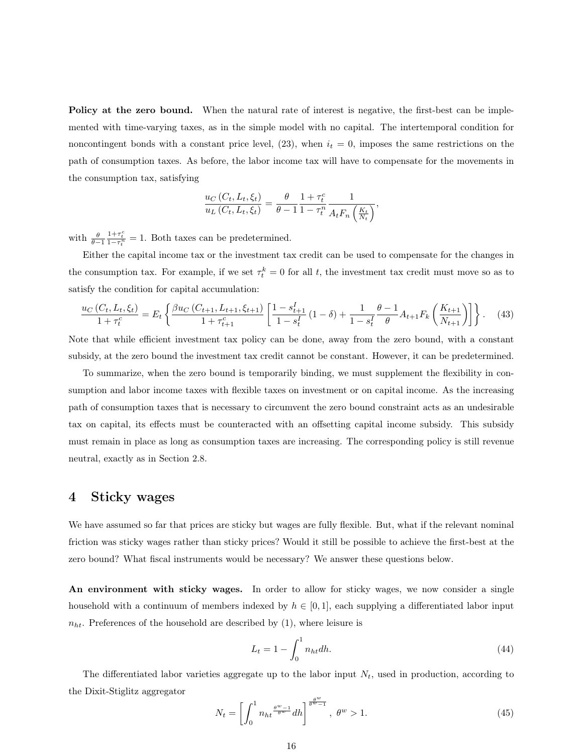**Policy at the zero bound.** When the natural rate of interest is negative, the first-best can be implemented with time-varying taxes, as in the simple model with no capital. The intertemporal condition for noncontingent bonds with a constant price level, (23), when $i_t = 0$, imposes the same restrictions on the path of consumption taxes. As before, the labor income tax will have to compensate for the movements in the consumption tax, satisfying

$$\frac{u_C(C_t, L_t, \xi_t)}{u_L(C_t, L_t, \xi_t)} = \frac{\theta}{\theta - 1} \frac{1 + \tau_t^c}{1 - \tau_t^n} \frac{1}{A_t F_n\left(\frac{K_t}{N_t}\right)},$$

with $\frac{\theta}{\theta-1} \frac{1+\tau_t^c}{1-\tau_t^n} = 1$. Both taxes can be predetermined.

Either the capital income tax or the investment tax credit can be used to compensate for the changes in the consumption tax. For example, if we set $\tau_t^k = 0$ for all $t$, the investment tax credit must move so as to satisfy the condition for capital accumulation:

$$\frac{u_C(C_t, L_t, \xi_t)}{1 + \tau_t^c} = E_t \left\{ \frac{\beta u_C(C_{t+1}, L_{t+1}, \xi_{t+1})}{1 + \tau_{t+1}^c} \left[ \frac{1 - s_{t+1}^I}{1 - s_t^I}(1 - \delta) + \frac{1}{1 - s_t^I} \frac{\theta - 1}{\theta} A_{t+1} F_k \left( \frac{K_{t+1}}{N_{t+1}} \right) \right] \right\}. \quad (43)$$

Note that while efficient investment tax policy can be done, away from the zero bound, with a constant subsidy, at the zero bound the investment tax credit cannot be constant. However, it can be predetermined.

To summarize, when the zero bound is temporarily binding, we must supplement the flexibility in consumption and labor income taxes with flexible taxes on investment or on capital income. As the increasing path of consumption taxes that is necessary to circumvent the zero bound constraint acts as an undesirable tax on capital, its effects must be counteracted with an offsetting capital income subsidy. This subsidy must remain in place as long as consumption taxes are increasing. The corresponding policy is still revenue neutral, exactly as in Section 2.8.

# 4 Sticky wages

We have assumed so far that prices are sticky but wages are fully flexible. But, what if the relevant nominal friction was sticky wages rather than sticky prices? Would it still be possible to achieve the first-best at the zero bound? What fiscal instruments would be necessary? We answer these questions below.

**An environment with sticky wages.** In order to allow for sticky wages, we now consider a single household with a continuum of members indexed by $h \in [0, 1]$, each supplying a differentiated labor input $n_{ht}$. Preferences of the household are described by (1), where leisure is

$$L_t = 1 - \int_0^1 n_{ht} dh. \quad (44)$$

The differentiated labor varieties aggregate up to the labor input $N_t$, used in production, according to the Dixit-Stiglitz aggregator

$$N_t = \left[ \int_0^1 n_{ht}^{\frac{\theta^w - 1}{\theta^w}} dh \right]^{\frac{\theta^w}{\theta^w - 1}}, \ \theta^w > 1. \quad (45)$$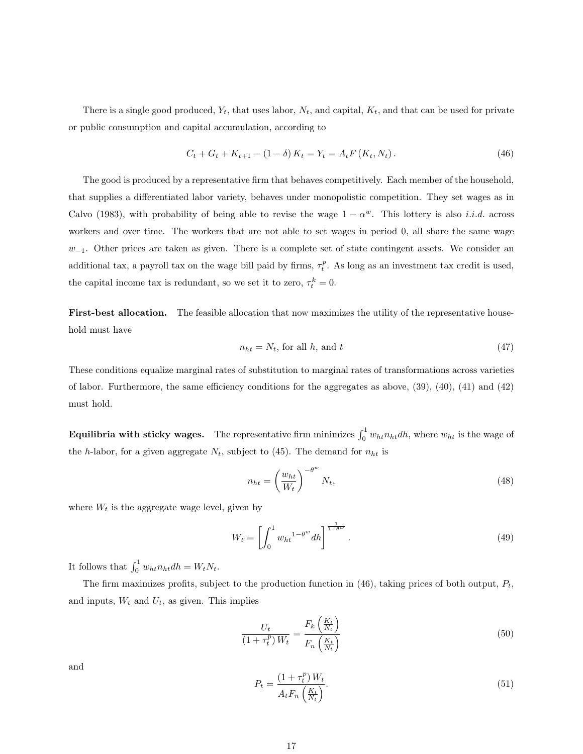There is a single good produced, $Y_t$, that uses labor, $N_t$, and capital, $K_t$, and that can be used for private or public consumption and capital accumulation, according to

$$C_t + G_t + K_{t+1} - (1-\delta) K_t = Y_t = A_t F(K_t, N_t). \tag{46}$$

The good is produced by a representative firm that behaves competitively. Each member of the household, that supplies a differentiated labor variety, behaves under monopolistic competition. They set wages as in Calvo (1983), with probability of being able to revise the wage $1-\alpha^w$. This lottery is also *i.i.d.* across workers and over time. The workers that are not able to set wages in period 0, all share the same wage $w_{-1}$. Other prices are taken as given. There is a complete set of state contingent assets. We consider an additional tax, a payroll tax on the wage bill paid by firms, $\tau_t^p$. As long as an investment tax credit is used, the capital income tax is redundant, so we set it to zero, $\tau_t^k = 0$.

**First-best allocation.** The feasible allocation that now maximizes the utility of the representative household must have

$$n_{ht} = N_t, \text{ for all } h, \text{ and } t \tag{47}$$

These conditions equalize marginal rates of substitution to marginal rates of transformations across varieties of labor. Furthermore, the same efficiency conditions for the aggregates as above, (39), (40), (41) and (42) must hold.

**Equilibria with sticky wages.** The representative firm minimizes $\int_0^1 w_{ht} n_{ht} dh$, where $w_{ht}$ is the wage of the $h$-labor, for a given aggregate $N_t$, subject to (45). The demand for $n_{ht}$ is

$$n_{ht} = \left(\frac{w_{ht}}{W_t}\right)^{-\theta^w} N_t, \tag{48}$$

where $W_t$ is the aggregate wage level, given by

$$W_t = \left[\int_0^1 {w_{ht}}^{1-\theta^w} dh\right]^{\frac{1}{1-\theta^w}}. \tag{49}$$

It follows that $\int_0^1 w_{ht} n_{ht} dh = W_t N_t$.

The firm maximizes profits, subject to the production function in (46), taking prices of both output, $P_t$, and inputs, $W_t$ and $U_t$, as given. This implies

$$\frac{U_t}{(1+\tau_t^p) W_t} = \frac{F_k\left(\frac{K_t}{N_t}\right)}{F_n\left(\frac{K_t}{N_t}\right)} \tag{50}$$

and

$$P_t = \frac{(1+\tau_t^p) W_t}{A_t F_n\left(\frac{K_t}{N_t}\right)}. \tag{51}$$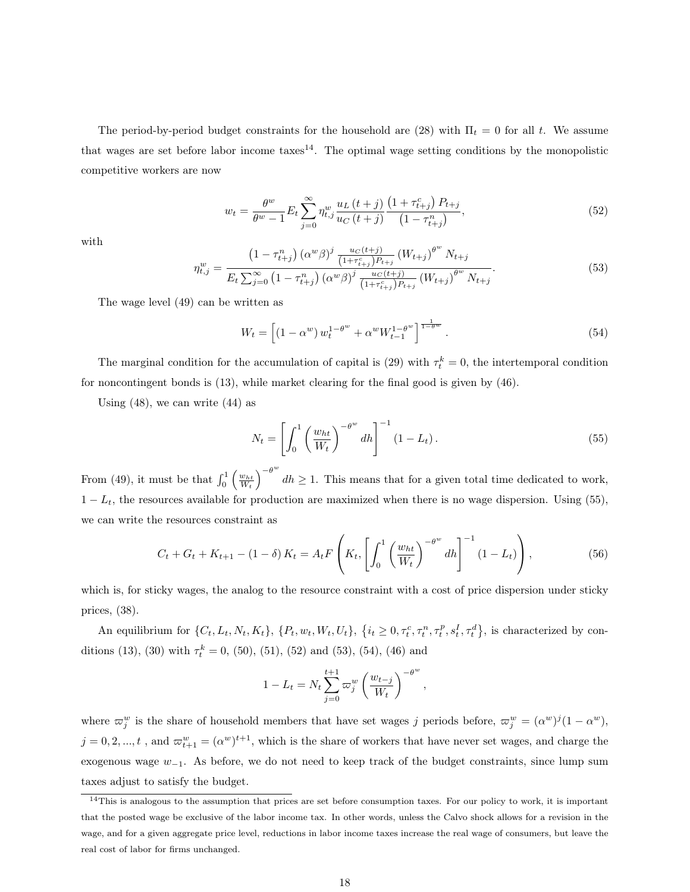The period-by-period budget constraints for the household are (28) with $\Pi_t = 0$ for all $t$. We assume that wages are set before labor income taxes[14]. The optimal wage setting conditions by the monopolistic competitive workers are now

$$w_t = \frac{\theta^w}{\theta^w - 1} E_t \sum_{j=0}^{\infty} \eta_{t,j}^w \frac{u_L(t+j)}{u_C(t+j)} \frac{\left(1+\tau_{t+j}^c\right) P_{t+j}}{\left(1-\tau_{t+j}^n\right)}, \tag{52}$$

with

$$\eta_{t,j}^w = \frac{\left(1-\tau_{t+j}^n\right) (\alpha^w \beta)^j \frac{u_C(t+j)}{\left(1+\tau_{t+j}^c\right) P_{t+j}} \left(W_{t+j}\right)^{\theta^w} N_{t+j}}{E_t \sum_{j=0}^{\infty} \left(1-\tau_{t+j}^n\right) (\alpha^w \beta)^j \frac{u_C(t+j)}{\left(1+\tau_{t+j}^c\right) P_{t+j}} \left(W_{t+j}\right)^{\theta^w} N_{t+j}}. \tag{53}$$

The wage level (49) can be written as

$$W_t = \left[ \left(1-\alpha^w\right) w_t^{1-\theta^w} + \alpha^w W_{t-1}^{1-\theta^w} \right]^{\frac{1}{1-\theta^w}}. \tag{54}$$

The marginal condition for the accumulation of capital is (29) with $\tau_t^k = 0$, the intertemporal condition for noncontingent bonds is (13), while market clearing for the final good is given by (46).

Using (48), we can write (44) as

$$N_t = \left[ \int_0^1 \left( \frac{w_{ht}}{W_t} \right)^{-\theta^w} dh \right]^{-1} \left(1 - L_t\right). \tag{55}$$

From (49), it must be that $\int_0^1 \left( \frac{w_{ht}}{W_t} \right)^{-\theta^w} dh \geq 1$. This means that for a given total time dedicated to work, $1 - L_t$, the resources available for production are maximized when there is no wage dispersion. Using (55), we can write the resources constraint as

$$C_t + G_t + K_{t+1} - (1-\delta) K_t = A_t F \left( K_t, \left[ \int_0^1 \left( \frac{w_{ht}}{W_t} \right)^{-\theta^w} dh \right]^{-1} \left(1 - L_t\right) \right), \tag{56}$$

which is, for sticky wages, the analog to the resource constraint with a cost of price dispersion under sticky prices, (38).

An equilibrium for $\{C_t, L_t, N_t, K_t\}$, $\{P_t, w_t, W_t, U_t\}$, $\left\{i_t \geq 0, \tau_t^c, \tau_t^n, \tau_t^p, s_t^I, \tau_t^d\right\}$, is characterized by conditions (13), (30) with $\tau_t^k = 0$, (50), (51), (52) and (53), (54), (46) and

$$1 - L_t = N_t \sum_{j=0}^{t+1} \varpi_j^w \left( \frac{w_{t-j}}{W_t} \right)^{-\theta^w},$$

where $\varpi_j^w$ is the share of household members that have set wages $j$ periods before, $\varpi_j^w = (\alpha^w)^j (1-\alpha^w)$, $j = 0, 2, ..., t$ , and $\varpi_{t+1}^w = (\alpha^w)^{t+1}$, which is the share of workers that have never set wages, and charge the exogenous wage $w_{-1}$. As before, we do not need to keep track of the budget constraints, since lump sum taxes adjust to satisfy the budget.

[14]This is analogous to the assumption that prices are set before consumption taxes. For our policy to work, it is important that the posted wage be exclusive of the labor income tax. In other words, unless the Calvo shock allows for a revision in the wage, and for a given aggregate price level, reductions in labor income taxes increase the real wage of consumers, but leave the real cost of labor for firms unchanged.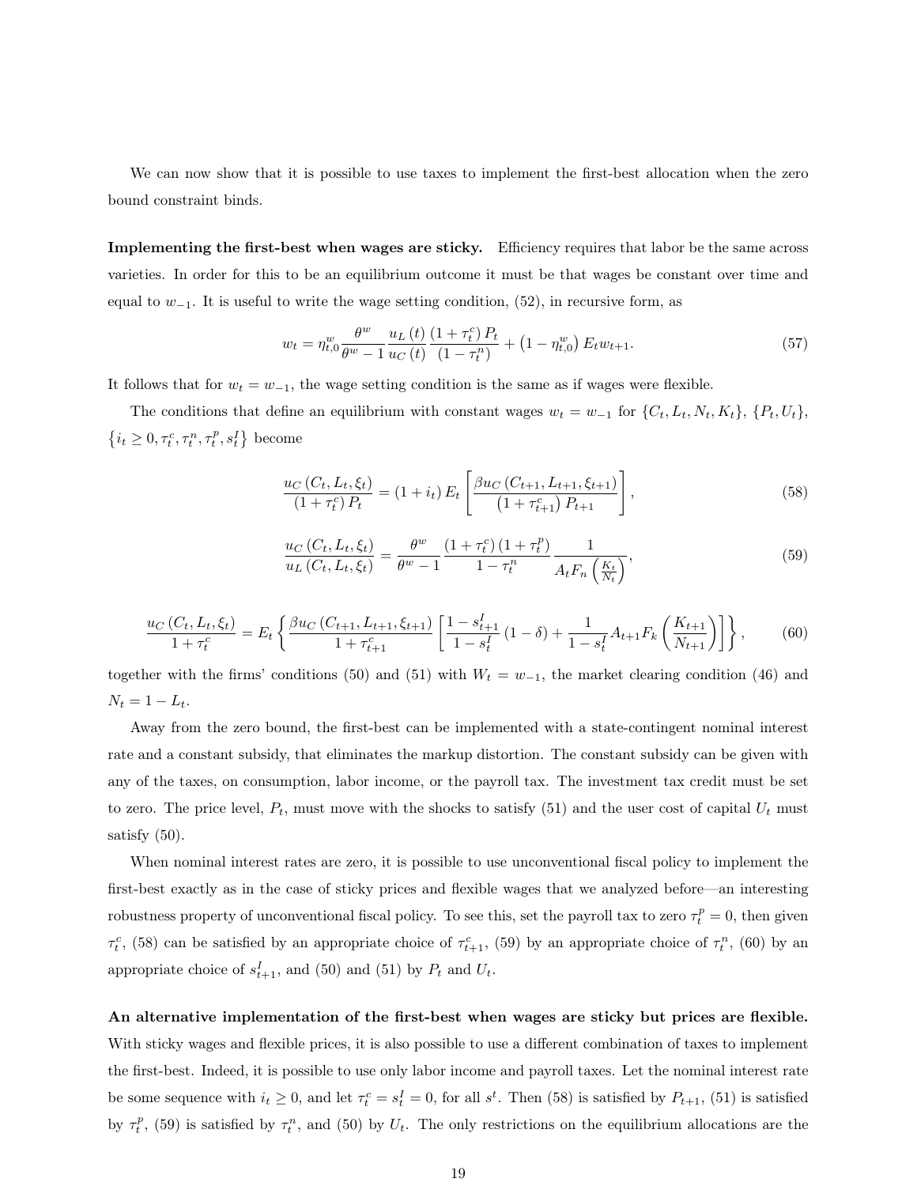We can now show that it is possible to use taxes to implement the first-best allocation when the zero bound constraint binds.

**Implementing the first-best when wages are sticky.** Efficiency requires that labor be the same across varieties. In order for this to be an equilibrium outcome it must be that wages be constant over time and equal to $w_{-1}$. It is useful to write the wage setting condition, (52), in recursive form, as

$$w_t = \eta^w_{t,0} \frac{\theta^w}{\theta^w - 1} \frac{u_L(t)}{u_C(t)} \frac{(1+\tau^c_t) P_t}{(1-\tau^n_t)} + \left(1 - \eta^w_{t,0}\right) E_t w_{t+1}. \tag{57}$$

It follows that for $w_t = w_{-1}$, the wage setting condition is the same as if wages were flexible.

The conditions that define an equilibrium with constant wages $w_t = w_{-1}$ for $\{C_t, L_t, N_t, K_t\}$, $\{P_t, U_t\}$, $\{i_t \geq 0, \tau^c_t, \tau^n_t, \tau^p_t, s^I_t\}$ become

$$\frac{u_C(C_t, L_t, \xi_t)}{(1+\tau^c_t) P_t} = (1+i_t) E_t \left[ \frac{\beta u_C(C_{t+1}, L_{t+1}, \xi_{t+1})}{(1+\tau^c_{t+1}) P_{t+1}} \right], \tag{58}$$

$$\frac{u_C(C_t, L_t, \xi_t)}{u_L(C_t, L_t, \xi_t)} = \frac{\theta^w}{\theta^w - 1} \frac{(1+\tau^c_t)(1+\tau^p_t)}{1-\tau^n_t} \frac{1}{A_t F_n\left(\frac{K_t}{N_t}\right)}, \tag{59}$$

$$\frac{u_C(C_t, L_t, \xi_t)}{1+\tau^c_t} = E_t \left\{ \frac{\beta u_C(C_{t+1}, L_{t+1}, \xi_{t+1})}{1+\tau^c_{t+1}} \left[ \frac{1-s^I_{t+1}}{1-s^I_t}(1-\delta) + \frac{1}{1-s^I_t} A_{t+1} F_k\left(\frac{K_{t+1}}{N_{t+1}}\right) \right] \right\}, \tag{60}$$

together with the firms' conditions (50) and (51) with $W_t = w_{-1}$, the market clearing condition (46) and $N_t = 1 - L_t$.

Away from the zero bound, the first-best can be implemented with a state-contingent nominal interest rate and a constant subsidy, that eliminates the markup distortion. The constant subsidy can be given with any of the taxes, on consumption, labor income, or the payroll tax. The investment tax credit must be set to zero. The price level, $P_t$, must move with the shocks to satisfy (51) and the user cost of capital $U_t$ must satisfy (50).

When nominal interest rates are zero, it is possible to use unconventional fiscal policy to implement the first-best exactly as in the case of sticky prices and flexible wages that we analyzed before—an interesting robustness property of unconventional fiscal policy. To see this, set the payroll tax to zero $\tau^p_t = 0$, then given $\tau^c_t$, (58) can be satisfied by an appropriate choice of $\tau^c_{t+1}$, (59) by an appropriate choice of $\tau^n_t$, (60) by an appropriate choice of $s^I_{t+1}$, and (50) and (51) by $P_t$ and $U_t$.

**An alternative implementation of the first-best when wages are sticky but prices are flexible.** With sticky wages and flexible prices, it is also possible to use a different combination of taxes to implement the first-best. Indeed, it is possible to use only labor income and payroll taxes. Let the nominal interest rate be some sequence with $i_t \geq 0$, and let $\tau^c_t = s^I_t = 0$, for all $s^t$. Then (58) is satisfied by $P_{t+1}$, (51) is satisfied by $\tau^p_t$, (59) is satisfied by $\tau^n_t$, and (50) by $U_t$. The only restrictions on the equilibrium allocations are the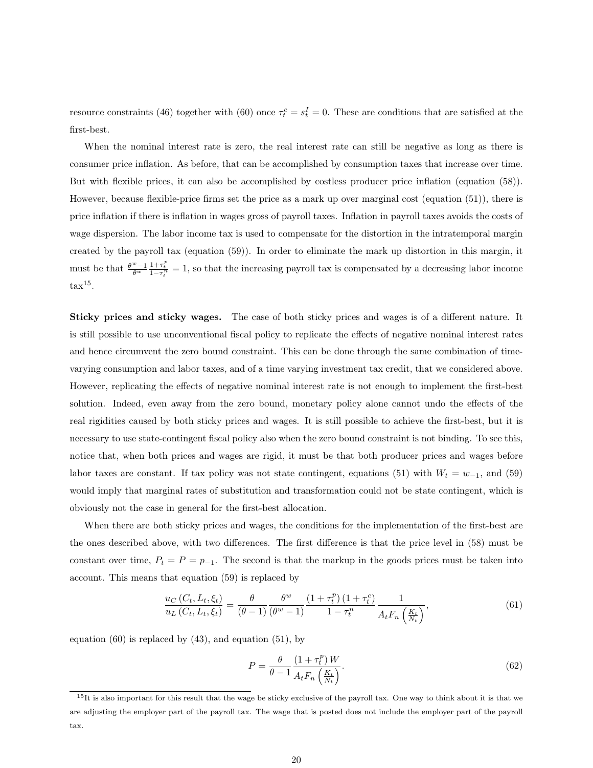resource constraints (46) together with (60) once $\tau_t^c = s_t^I = 0$. These are conditions that are satisfied at the first-best.

When the nominal interest rate is zero, the real interest rate can still be negative as long as there is consumer price inflation. As before, that can be accomplished by consumption taxes that increase over time. But with flexible prices, it can also be accomplished by costless producer price inflation (equation (58)). However, because flexible-price firms set the price as a mark up over marginal cost (equation (51)), there is price inflation if there is inflation in wages gross of payroll taxes. Inflation in payroll taxes avoids the costs of wage dispersion. The labor income tax is used to compensate for the distortion in the intratemporal margin created by the payroll tax (equation (59)). In order to eliminate the mark up distortion in this margin, it must be that $\frac{\theta^w - 1}{\theta^w} \frac{1+\tau_t^p}{1-\tau_t^n} = 1$, so that the increasing payroll tax is compensated by a decreasing labor income tax[15].

**Sticky prices and sticky wages.** The case of both sticky prices and wages is of a different nature. It is still possible to use unconventional fiscal policy to replicate the effects of negative nominal interest rates and hence circumvent the zero bound constraint. This can be done through the same combination of time-varying consumption and labor taxes, and of a time varying investment tax credit, that we considered above. However, replicating the effects of negative nominal interest rate is not enough to implement the first-best solution. Indeed, even away from the zero bound, monetary policy alone cannot undo the effects of the real rigidities caused by both sticky prices and wages. It is still possible to achieve the first-best, but it is necessary to use state-contingent fiscal policy also when the zero bound constraint is not binding. To see this, notice that, when both prices and wages are rigid, it must be that both producer prices and wages before labor taxes are constant. If tax policy was not state contingent, equations (51) with $W_t = w_{-1}$, and (59) would imply that marginal rates of substitution and transformation could not be state contingent, which is obviously not the case in general for the first-best allocation.

When there are both sticky prices and wages, the conditions for the implementation of the first-best are the ones described above, with two differences. The first difference is that the price level in (58) must be constant over time, $P_t = P = p_{-1}$. The second is that the markup in the goods prices must be taken into account. This means that equation (59) is replaced by

$$\frac{u_C(C_t, L_t, \xi_t)}{u_L(C_t, L_t, \xi_t)} = \frac{\theta}{(\theta - 1)} \frac{\theta^w}{(\theta^w - 1)} \frac{(1+\tau_t^p)(1+\tau_t^c)}{1-\tau_t^n} \frac{1}{A_t F_n\left(\frac{K_t}{N_t}\right)}, \tag{61}$$

equation (60) is replaced by (43), and equation (51), by

$$P = \frac{\theta}{\theta - 1} \frac{(1+\tau_t^p) W}{A_t F_n\left(\frac{K_t}{N_t}\right)}. \tag{62}$$

[15] It is also important for this result that the wage be sticky exclusive of the payroll tax. One way to think about it is that we are adjusting the employer part of the payroll tax. The wage that is posted does not include the employer part of the payroll tax.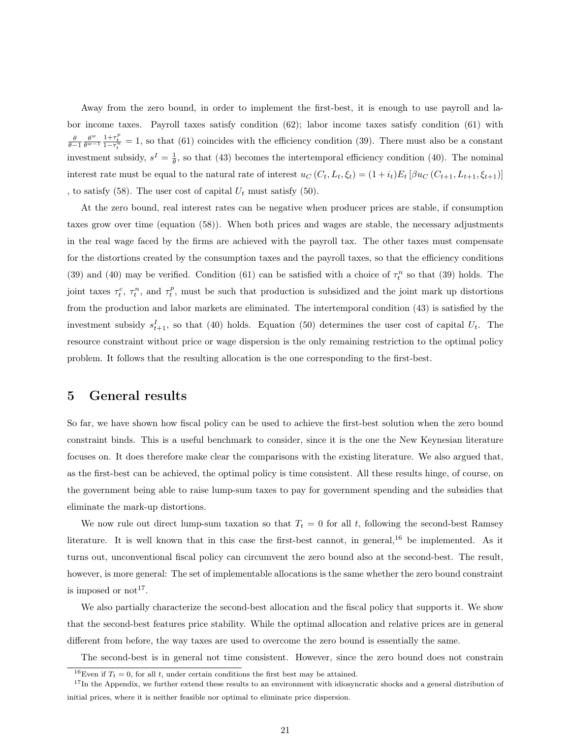Away from the zero bound, in order to implement the first-best, it is enough to use payroll and labor income taxes. Payroll taxes satisfy condition (62); labor income taxes satisfy condition (61) with $\frac{\theta}{\theta-1}\frac{\theta^w}{\theta^w-1}\frac{1+\tau_t^p}{1-\tau_t^n}=1$, so that (61) coincides with the efficiency condition (39). There must also be a constant investment subsidy, $s^I=\frac{1}{\theta}$, so that (43) becomes the intertemporal efficiency condition (40). The nominal interest rate must be equal to the natural rate of interest $u_C(C_t, L_t, \xi_t) = (1+i_t)E_t\left[\beta u_C(C_{t+1}, L_{t+1}, \xi_{t+1})\right]$, to satisfy (58). The user cost of capital $U_t$ must satisfy (50).

At the zero bound, real interest rates can be negative when producer prices are stable, if consumption taxes grow over time (equation (58)). When both prices and wages are stable, the necessary adjustments in the real wage faced by the firms are achieved with the payroll tax. The other taxes must compensate for the distortions created by the consumption taxes and the payroll taxes, so that the efficiency conditions (39) and (40) may be verified. Condition (61) can be satisfied with a choice of $\tau_t^n$ so that (39) holds. The joint taxes $\tau_t^c$, $\tau_t^n$, and $\tau_t^p$, must be such that production is subsidized and the joint mark up distortions from the production and labor markets are eliminated. The intertemporal condition (43) is satisfied by the investment subsidy $s_{t+1}^I$, so that (40) holds. Equation (50) determines the user cost of capital $U_t$. The resource constraint without price or wage dispersion is the only remaining restriction to the optimal policy problem. It follows that the resulting allocation is the one corresponding to the first-best.

# 5 General results

So far, we have shown how fiscal policy can be used to achieve the first-best solution when the zero bound constraint binds. This is a useful benchmark to consider, since it is the one the New Keynesian literature focuses on. It does therefore make clear the comparisons with the existing literature. We also argued that, as the first-best can be achieved, the optimal policy is time consistent. All these results hinge, of course, on the government being able to raise lump-sum taxes to pay for government spending and the subsidies that eliminate the mark-up distortions.

We now rule out direct lump-sum taxation so that $T_t = 0$ for all $t$, following the second-best Ramsey literature. It is well known that in this case the first-best cannot, in general,[16] be implemented. As it turns out, unconventional fiscal policy can circumvent the zero bound also at the second-best. The result, however, is more general: The set of implementable allocations is the same whether the zero bound constraint is imposed or not[17].

We also partially characterize the second-best allocation and the fiscal policy that supports it. We show that the second-best features price stability. While the optimal allocation and relative prices are in general different from before, the way taxes are used to overcome the zero bound is essentially the same.

The second-best is in general not time consistent. However, since the zero bound does not constrain

[16] Even if $T_t = 0$, for all $t$, under certain conditions the first best may be attained.

[17] In the Appendix, we further extend these results to an environment with idiosyncratic shocks and a general distribution of initial prices, where it is neither feasible nor optimal to eliminate price dispersion.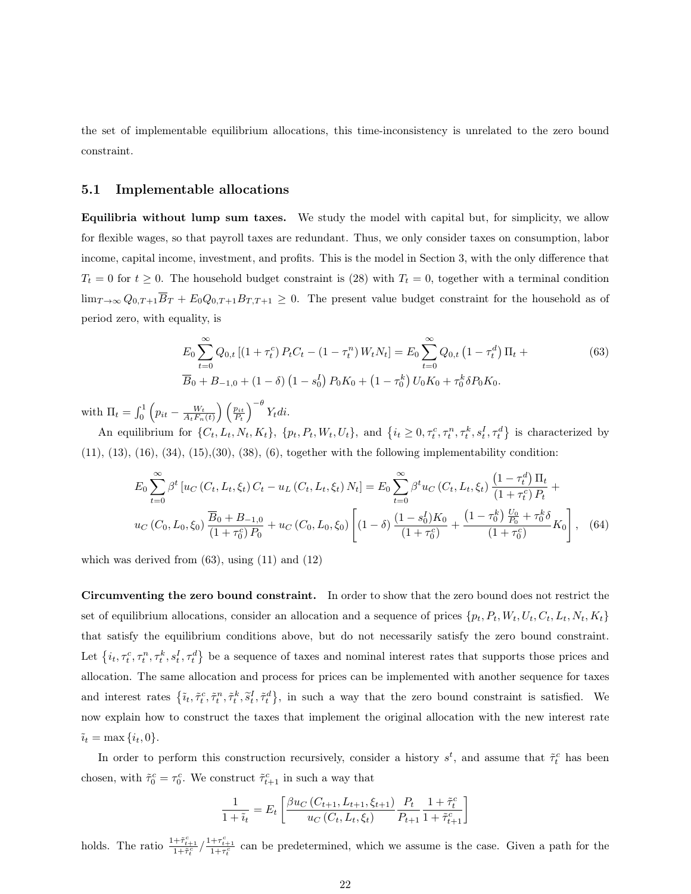the set of implementable equilibrium allocations, this time-inconsistency is unrelated to the zero bound constraint.

## 5.1 Implementable allocations

**Equilibria without lump sum taxes.** We study the model with capital but, for simplicity, we allow for flexible wages, so that payroll taxes are redundant. Thus, we only consider taxes on consumption, labor income, capital income, investment, and profits. This is the model in Section 3, with the only difference that $T_t = 0$ for $t \geq 0$. The household budget constraint is (28) with $T_t = 0$, together with a terminal condition $\lim_{T\to\infty} Q_{0,T+1}\overline{B}_T + E_0 Q_{0,T+1} B_{T,T+1} \geq 0$. The present value budget constraint for the household as of period zero, with equality, is

$$E_0 \sum_{t=0}^{\infty} Q_{0,t} \left[ \left(1+\tau_t^c\right) P_t C_t - \left(1-\tau_t^n\right) W_t N_t \right] = E_0 \sum_{t=0}^{\infty} Q_{0,t} \left(1-\tau_t^d\right) \Pi_t + \tag{63}$$
$$\overline{B}_0 + B_{-1,0} + (1-\delta)\left(1-s_0^I\right) P_0 K_0 + \left(1-\tau_0^k\right) U_0 K_0 + \tau_0^k \delta P_0 K_0.$$

with $\Pi_t = \int_0^1 \left(p_{it} - \frac{W_t}{A_t F_n(t)}\right)\left(\frac{p_{it}}{P_t}\right)^{-\theta} Y_t di$.

An equilibrium for $\{C_t, L_t, N_t, K_t\}$, $\{p_t, P_t, W_t, U_t\}$, and $\left\{i_t \geq 0, \tau_t^c, \tau_t^n, \tau_t^k, s_t^I, \tau_t^d\right\}$ is characterized by (11), (13), (16), (34), (15),(30), (38), (6), together with the following implementability condition:

$$E_0 \sum_{t=0}^{\infty} \beta^t \left[u_C\left(C_t, L_t, \xi_t\right) C_t - u_L\left(C_t, L_t, \xi_t\right) N_t\right] = E_0 \sum_{t=0}^{\infty} \beta^t u_C\left(C_t, L_t, \xi_t\right) \frac{\left(1-\tau_t^d\right)\Pi_t}{\left(1+\tau_t^c\right) P_t} +$$
$$u_C\left(C_0, L_0, \xi_0\right) \frac{\overline{B}_0 + B_{-1,0}}{\left(1+\tau_0^c\right) P_0} + u_C\left(C_0, L_0, \xi_0\right)\left[(1-\delta)\frac{(1-s_0^I)K_0}{\left(1+\tau_0^c\right)} + \frac{\left(1-\tau_0^k\right)\frac{U_0}{P_0} + \tau_0^k \delta}{\left(1+\tau_0^c\right)} K_0\right], \tag{64}$$

which was derived from (63), using (11) and (12)

**Circumventing the zero bound constraint.** In order to show that the zero bound does not restrict the set of equilibrium allocations, consider an allocation and a sequence of prices $\{p_t, P_t, W_t, U_t, C_t, L_t, N_t, K_t\}$ that satisfy the equilibrium conditions above, but do not necessarily satisfy the zero bound constraint. Let $\left\{i_t, \tau_t^c, \tau_t^n, \tau_t^k, s_t^I, \tau_t^d\right\}$ be a sequence of taxes and nominal interest rates that supports those prices and allocation. The same allocation and process for prices can be implemented with another sequence for taxes and interest rates $\left\{\tilde{\imath}_t, \tilde{\tau}_t^c, \tilde{\tau}_t^n, \tilde{\tau}_t^k, \tilde{s}_t^I, \tilde{\tau}_t^d\right\}$, in such a way that the zero bound constraint is satisfied. We now explain how to construct the taxes that implement the original allocation with the new interest rate $\tilde{\imath}_t = \max\{i_t, 0\}$.

In order to perform this construction recursively, consider a history $s^t$, and assume that $\tilde{\tau}_t^c$ has been chosen, with $\tilde{\tau}_0^c = \tau_0^c$. We construct $\tilde{\tau}_{t+1}^c$ in such a way that

$$\frac{1}{1+\tilde{\imath}_t} = E_t\left[\frac{\beta u_C\left(C_{t+1}, L_{t+1}, \xi_{t+1}\right)}{u_C\left(C_t, L_t, \xi_t\right)} \frac{P_t}{P_{t+1}} \frac{1+\tilde{\tau}_t^c}{1+\tilde{\tau}_{t+1}^c}\right]$$

holds. The ratio $\frac{1+\tilde{\tau}_{t+1}^c}{1+\tilde{\tau}_t^c} / \frac{1+\tau_{t+1}^c}{1+\tau_t^c}$ can be predetermined, which we assume is the case. Given a path for the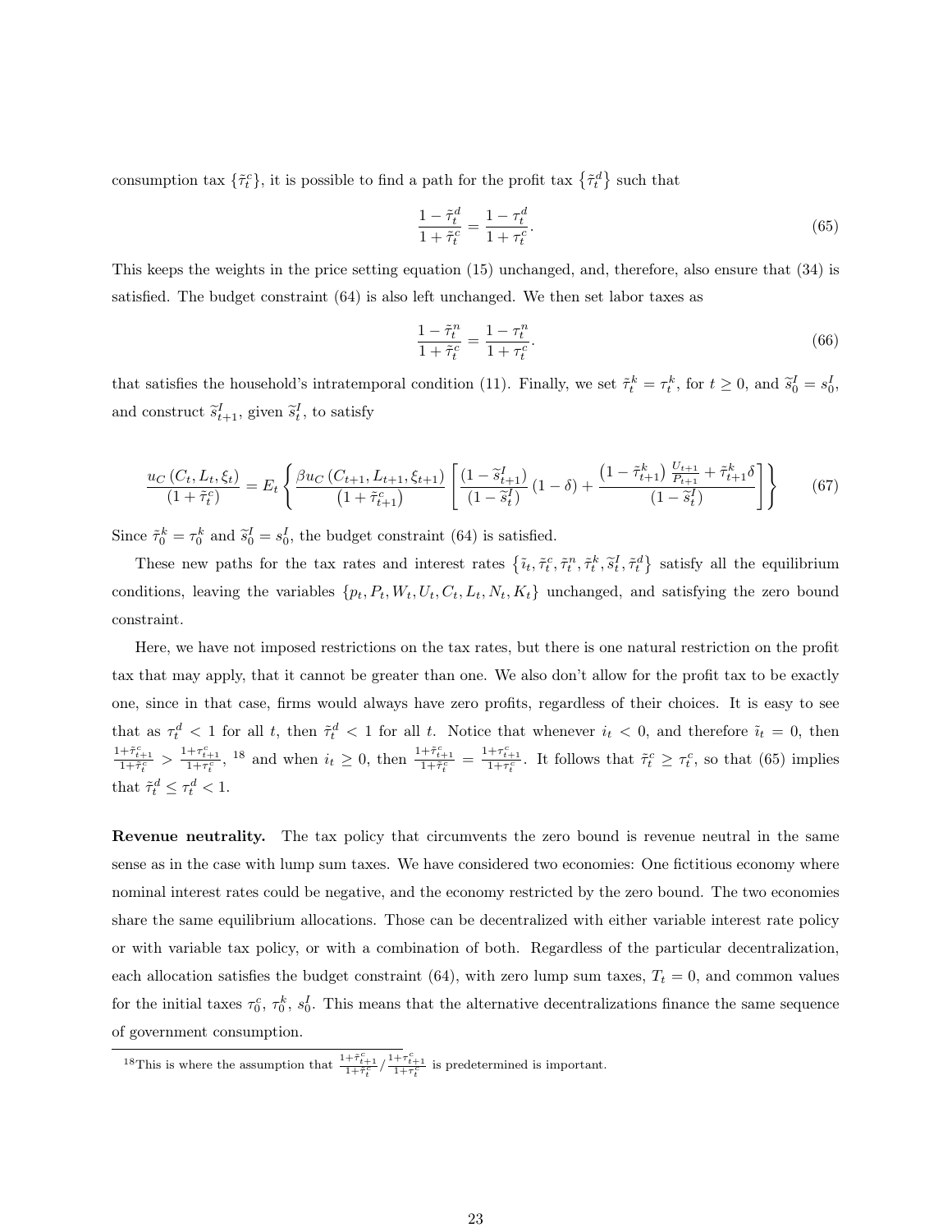consumption tax $\{\tilde{\tau}_t^c\}$, it is possible to find a path for the profit tax $\{\tilde{\tau}_t^d\}$ such that

$$\frac{1-\tilde{\tau}_t^d}{1+\tilde{\tau}_t^c} = \frac{1-\tau_t^d}{1+\tau_t^c}. \tag{65}$$

This keeps the weights in the price setting equation (15) unchanged, and, therefore, also ensure that (34) is satisfied. The budget constraint (64) is also left unchanged. We then set labor taxes as

$$\frac{1-\tilde{\tau}_t^n}{1+\tilde{\tau}_t^c} = \frac{1-\tau_t^n}{1+\tau_t^c}. \tag{66}$$

that satisfies the household's intratemporal condition (11). Finally, we set $\tilde{\tau}_t^k = \tau_t^k$, for $t \geq 0$, and $\widetilde{s}_0^I = s_0^I$, and construct $\widetilde{s}_{t+1}^I$, given $\widetilde{s}_t^I$, to satisfy

$$\frac{u_C(C_t, L_t, \xi_t)}{(1+\tilde{\tau}_t^c)} = E_t\left\{\frac{\beta u_C(C_{t+1}, L_{t+1}, \xi_{t+1})}{\left(1+\tilde{\tau}_{t+1}^c\right)}\left[\frac{(1-\widetilde{s}_{t+1}^I)}{(1-\widetilde{s}_t^I)}(1-\delta) + \frac{\left(1-\tilde{\tau}_{t+1}^k\right)\frac{U_{t+1}}{P_{t+1}} + \tilde{\tau}_{t+1}^k\delta}{(1-\widetilde{s}_t^I)}\right]\right\} \tag{67}$$

Since $\tilde{\tau}_0^k = \tau_0^k$ and $\widetilde{s}_0^I = s_0^I$, the budget constraint (64) is satisfied.

These new paths for the tax rates and interest rates $\{\tilde{i}_t, \tilde{\tau}_t^c, \tilde{\tau}_t^n, \tilde{\tau}_t^k, \widetilde{s}_t^I, \tilde{\tau}_t^d\}$ satisfy all the equilibrium conditions, leaving the variables $\{p_t, P_t, W_t, U_t, C_t, L_t, N_t, K_t\}$ unchanged, and satisfying the zero bound constraint.

Here, we have not imposed restrictions on the tax rates, but there is one natural restriction on the profit tax that may apply, that it cannot be greater than one. We also don't allow for the profit tax to be exactly one, since in that case, firms would always have zero profits, regardless of their choices. It is easy to see that as $\tau_t^d < 1$ for all $t$, then $\tilde{\tau}_t^d < 1$ for all $t$. Notice that whenever $i_t < 0$, and therefore $\tilde{i}_t = 0$, then $\frac{1+\tilde{\tau}_{t+1}^c}{1+\tilde{\tau}_t^c} > \frac{1+\tau_{t+1}^c}{1+\tau_t^c}$, [18] and when $i_t \geq 0$, then $\frac{1+\tilde{\tau}_{t+1}^c}{1+\tilde{\tau}_t^c} = \frac{1+\tau_{t+1}^c}{1+\tau_t^c}$. It follows that $\tilde{\tau}_t^c \geq \tau_t^c$, so that (65) implies that $\tilde{\tau}_t^d \leq \tau_t^d < 1$.

**Revenue neutrality.** The tax policy that circumvents the zero bound is revenue neutral in the same sense as in the case with lump sum taxes. We have considered two economies: One fictitious economy where nominal interest rates could be negative, and the economy restricted by the zero bound. The two economies share the same equilibrium allocations. Those can be decentralized with either variable interest rate policy or with variable tax policy, or with a combination of both. Regardless of the particular decentralization, each allocation satisfies the budget constraint (64), with zero lump sum taxes, $T_t = 0$, and common values for the initial taxes $\tau_0^c$, $\tau_0^k$, $s_0^I$. This means that the alternative decentralizations finance the same sequence of government consumption.

[18] This is where the assumption that $\frac{1+\tilde{\tau}_{t+1}^c}{1+\tilde{\tau}_t^c} / \frac{1+\tau_{t+1}^c}{1+\tau_t^c}$ is predetermined is important.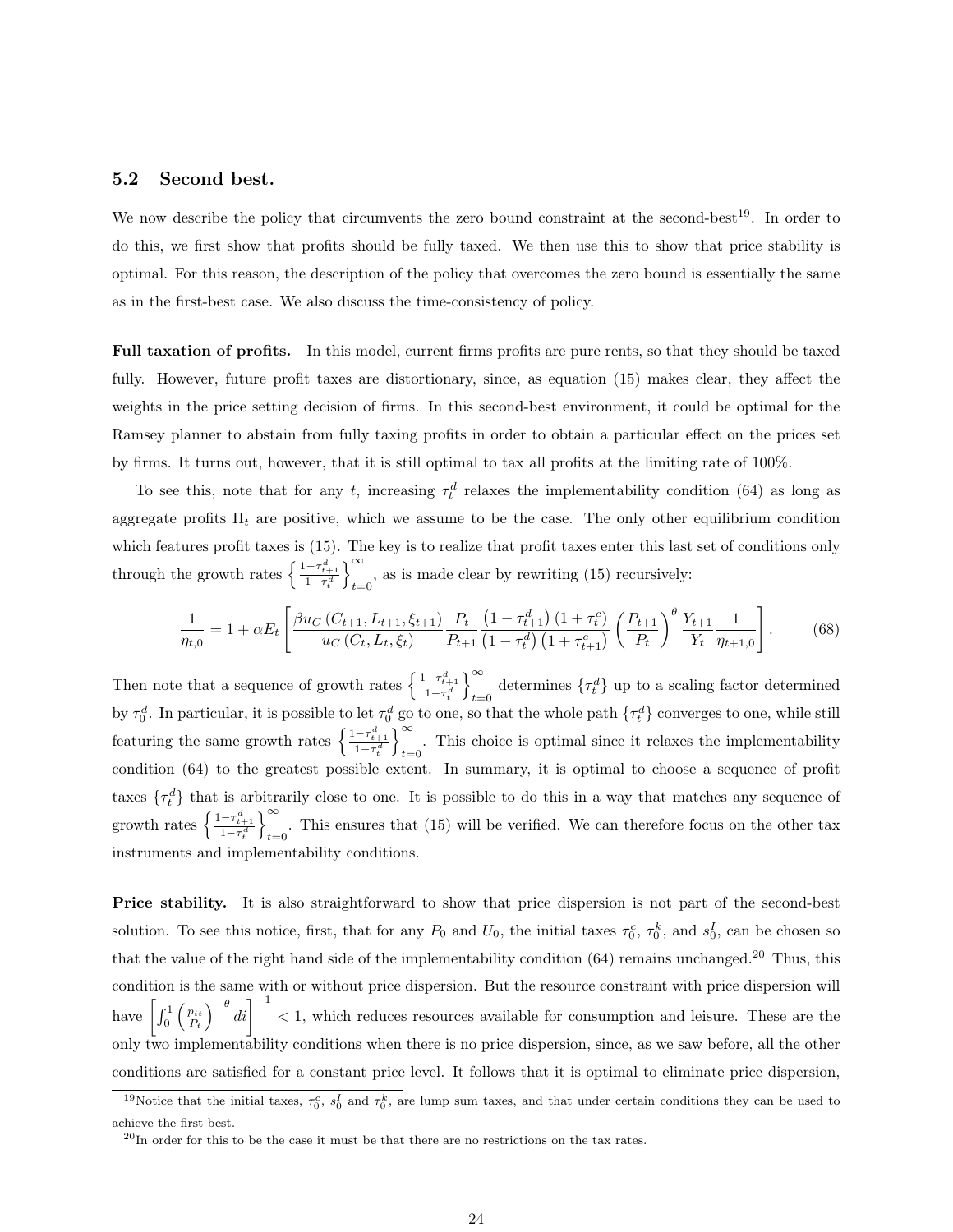### 5.2 Second best.

We now describe the policy that circumvents the zero bound constraint at the second-best[19]. In order to do this, we first show that profits should be fully taxed. We then use this to show that price stability is optimal. For this reason, the description of the policy that overcomes the zero bound is essentially the same as in the first-best case. We also discuss the time-consistency of policy.

**Full taxation of profits.** In this model, current firms profits are pure rents, so that they should be taxed fully. However, future profit taxes are distortionary, since, as equation (15) makes clear, they affect the weights in the price setting decision of firms. In this second-best environment, it could be optimal for the Ramsey planner to abstain from fully taxing profits in order to obtain a particular effect on the prices set by firms. It turns out, however, that it is still optimal to tax all profits at the limiting rate of 100%.

To see this, note that for any $t$, increasing $\tau_t^d$ relaxes the implementability condition (64) as long as aggregate profits $\Pi_t$ are positive, which we assume to be the case. The only other equilibrium condition which features profit taxes is (15). The key is to realize that profit taxes enter this last set of conditions only through the growth rates $\left\{\frac{1-\tau_{t+1}^d}{1-\tau_t^d}\right\}_{t=0}^{\infty}$, as is made clear by rewriting (15) recursively:

$$\frac{1}{\eta_{t,0}} = 1 + \alpha E_t \left[ \frac{\beta u_C\left(C_{t+1}, L_{t+1}, \xi_{t+1}\right)}{u_C\left(C_t, L_t, \xi_t\right)} \frac{P_t}{P_{t+1}} \frac{\left(1-\tau_{t+1}^d\right)\left(1+\tau_t^c\right)}{\left(1-\tau_t^d\right)\left(1+\tau_{t+1}^c\right)} \left(\frac{P_{t+1}}{P_t}\right)^{\theta} \frac{Y_{t+1}}{Y_t} \frac{1}{\eta_{t+1,0}} \right]. \tag{68}$$

Then note that a sequence of growth rates $\left\{\frac{1-\tau_{t+1}^d}{1-\tau_t^d}\right\}_{t=0}^{\infty}$ determines $\{\tau_t^d\}$ up to a scaling factor determined by $\tau_0^d$. In particular, it is possible to let $\tau_0^d$ go to one, so that the whole path $\{\tau_t^d\}$ converges to one, while still featuring the same growth rates $\left\{\frac{1-\tau_{t+1}^d}{1-\tau_t^d}\right\}_{t=0}^{\infty}$. This choice is optimal since it relaxes the implementability condition (64) to the greatest possible extent. In summary, it is optimal to choose a sequence of profit taxes $\{\tau_t^d\}$ that is arbitrarily close to one. It is possible to do this in a way that matches any sequence of growth rates $\left\{\frac{1-\tau_{t+1}^d}{1-\tau_t^d}\right\}_{t=0}^{\infty}$. This ensures that (15) will be verified. We can therefore focus on the other tax instruments and implementability conditions.

**Price stability.** It is also straightforward to show that price dispersion is not part of the second-best solution. To see this notice, first, that for any $P_0$ and $U_0$, the initial taxes $\tau_0^c$, $\tau_0^k$, and $s_0^I$, can be chosen so that the value of the right hand side of the implementability condition (64) remains unchanged.[20] Thus, this condition is the same with or without price dispersion. But the resource constraint with price dispersion will have $\left[\int_0^1 \left(\frac{p_{it}}{P_t}\right)^{-\theta} di\right]^{-1} < 1$, which reduces resources available for consumption and leisure. These are the only two implementability conditions when there is no price dispersion, since, as we saw before, all the other conditions are satisfied for a constant price level. It follows that it is optimal to eliminate price dispersion,

[19]Notice that the initial taxes, $\tau_0^c$, $s_0^I$ and $\tau_0^k$, are lump sum taxes, and that under certain conditions they can be used to achieve the first best.

[20]In order for this to be the case it must be that there are no restrictions on the tax rates.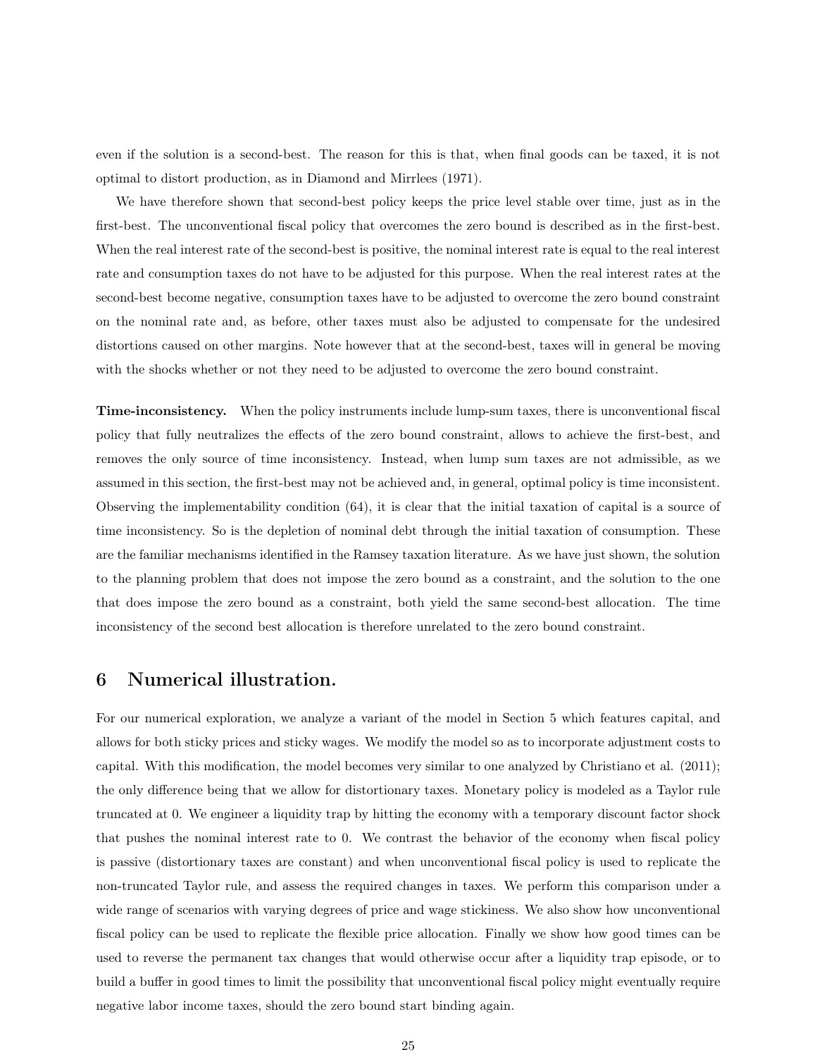even if the solution is a second-best. The reason for this is that, when final goods can be taxed, it is not optimal to distort production, as in Diamond and Mirrlees (1971).

We have therefore shown that second-best policy keeps the price level stable over time, just as in the first-best. The unconventional fiscal policy that overcomes the zero bound is described as in the first-best. When the real interest rate of the second-best is positive, the nominal interest rate is equal to the real interest rate and consumption taxes do not have to be adjusted for this purpose. When the real interest rates at the second-best become negative, consumption taxes have to be adjusted to overcome the zero bound constraint on the nominal rate and, as before, other taxes must also be adjusted to compensate for the undesired distortions caused on other margins. Note however that at the second-best, taxes will in general be moving with the shocks whether or not they need to be adjusted to overcome the zero bound constraint.

**Time-inconsistency.** When the policy instruments include lump-sum taxes, there is unconventional fiscal policy that fully neutralizes the effects of the zero bound constraint, allows to achieve the first-best, and removes the only source of time inconsistency. Instead, when lump sum taxes are not admissible, as we assumed in this section, the first-best may not be achieved and, in general, optimal policy is time inconsistent. Observing the implementability condition (64), it is clear that the initial taxation of capital is a source of time inconsistency. So is the depletion of nominal debt through the initial taxation of consumption. These are the familiar mechanisms identified in the Ramsey taxation literature. As we have just shown, the solution to the planning problem that does not impose the zero bound as a constraint, and the solution to the one that does impose the zero bound as a constraint, both yield the same second-best allocation. The time inconsistency of the second best allocation is therefore unrelated to the zero bound constraint.

# 6 Numerical illustration.

For our numerical exploration, we analyze a variant of the model in Section 5 which features capital, and allows for both sticky prices and sticky wages. We modify the model so as to incorporate adjustment costs to capital. With this modification, the model becomes very similar to one analyzed by Christiano et al. (2011); the only difference being that we allow for distortionary taxes. Monetary policy is modeled as a Taylor rule truncated at 0. We engineer a liquidity trap by hitting the economy with a temporary discount factor shock that pushes the nominal interest rate to 0. We contrast the behavior of the economy when fiscal policy is passive (distortionary taxes are constant) and when unconventional fiscal policy is used to replicate the non-truncated Taylor rule, and assess the required changes in taxes. We perform this comparison under a wide range of scenarios with varying degrees of price and wage stickiness. We also show how unconventional fiscal policy can be used to replicate the flexible price allocation. Finally we show how good times can be used to reverse the permanent tax changes that would otherwise occur after a liquidity trap episode, or to build a buffer in good times to limit the possibility that unconventional fiscal policy might eventually require negative labor income taxes, should the zero bound start binding again.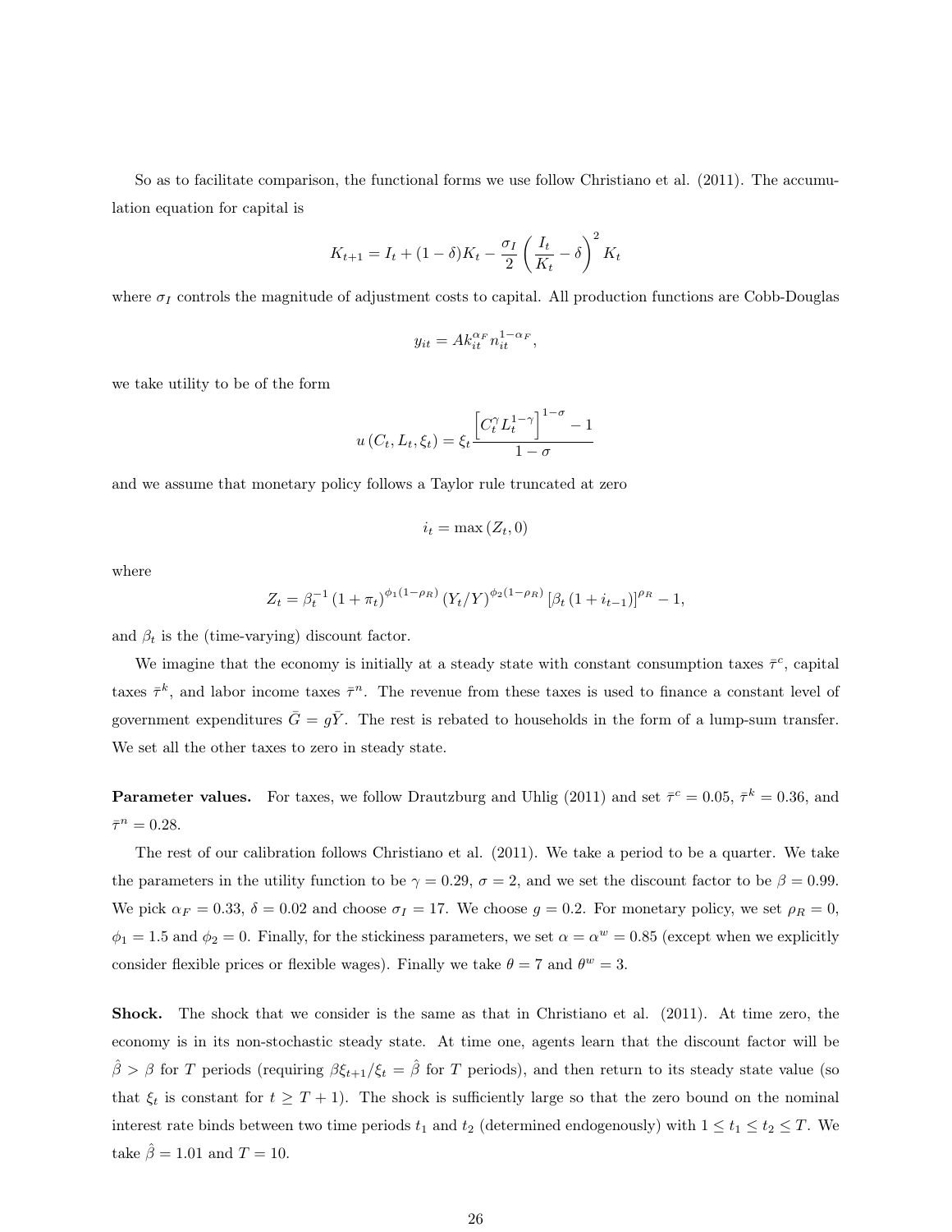So as to facilitate comparison, the functional forms we use follow Christiano et al. (2011). The accumulation equation for capital is

$$K_{t+1} = I_t + (1-\delta)K_t - \frac{\sigma_I}{2}\left(\frac{I_t}{K_t} - \delta\right)^2 K_t$$

where $\sigma_I$ controls the magnitude of adjustment costs to capital. All production functions are Cobb-Douglas

$$y_{it} = A k_{it}^{\alpha_F} n_{it}^{1-\alpha_F},$$

we take utility to be of the form

$$u(C_t, L_t, \xi_t) = \xi_t \frac{\left[C_t^{\gamma} L_t^{1-\gamma}\right]^{1-\sigma} - 1}{1-\sigma}$$

and we assume that monetary policy follows a Taylor rule truncated at zero

$$i_t = \max(Z_t, 0)$$

where

$$Z_t = \beta_t^{-1} (1+\pi_t)^{\phi_1(1-\rho_R)} (Y_t/Y)^{\phi_2(1-\rho_R)} \left[\beta_t (1+i_{t-1})\right]^{\rho_R} - 1,$$

and $\beta_t$ is the (time-varying) discount factor.

We imagine that the economy is initially at a steady state with constant consumption taxes $\bar{\tau}^c$, capital taxes $\bar{\tau}^k$, and labor income taxes $\bar{\tau}^n$. The revenue from these taxes is used to finance a constant level of government expenditures $\bar{G} = g\bar{Y}$. The rest is rebated to households in the form of a lump-sum transfer. We set all the other taxes to zero in steady state.

**Parameter values.** For taxes, we follow Drautzburg and Uhlig (2011) and set $\bar{\tau}^c = 0.05$, $\bar{\tau}^k = 0.36$, and $\bar{\tau}^n = 0.28$.

The rest of our calibration follows Christiano et al. (2011). We take a period to be a quarter. We take the parameters in the utility function to be $\gamma = 0.29$, $\sigma = 2$, and we set the discount factor to be $\beta = 0.99$. We pick $\alpha_F = 0.33$, $\delta = 0.02$ and choose $\sigma_I = 17$. We choose $g = 0.2$. For monetary policy, we set $\rho_R = 0$, $\phi_1 = 1.5$ and $\phi_2 = 0$. Finally, for the stickiness parameters, we set $\alpha = \alpha^w = 0.85$ (except when we explicitly consider flexible prices or flexible wages). Finally we take $\theta = 7$ and $\theta^w = 3$.

**Shock.** The shock that we consider is the same as that in Christiano et al. (2011). At time zero, the economy is in its non-stochastic steady state. At time one, agents learn that the discount factor will be $\hat{\beta} > \beta$ for $T$ periods (requiring $\beta\xi_{t+1}/\xi_t = \hat{\beta}$ for $T$ periods), and then return to its steady state value (so that $\xi_t$ is constant for $t \geq T+1$). The shock is sufficiently large so that the zero bound on the nominal interest rate binds between two time periods $t_1$ and $t_2$ (determined endogenously) with $1 \leq t_1 \leq t_2 \leq T$. We take $\hat{\beta} = 1.01$ and $T = 10$.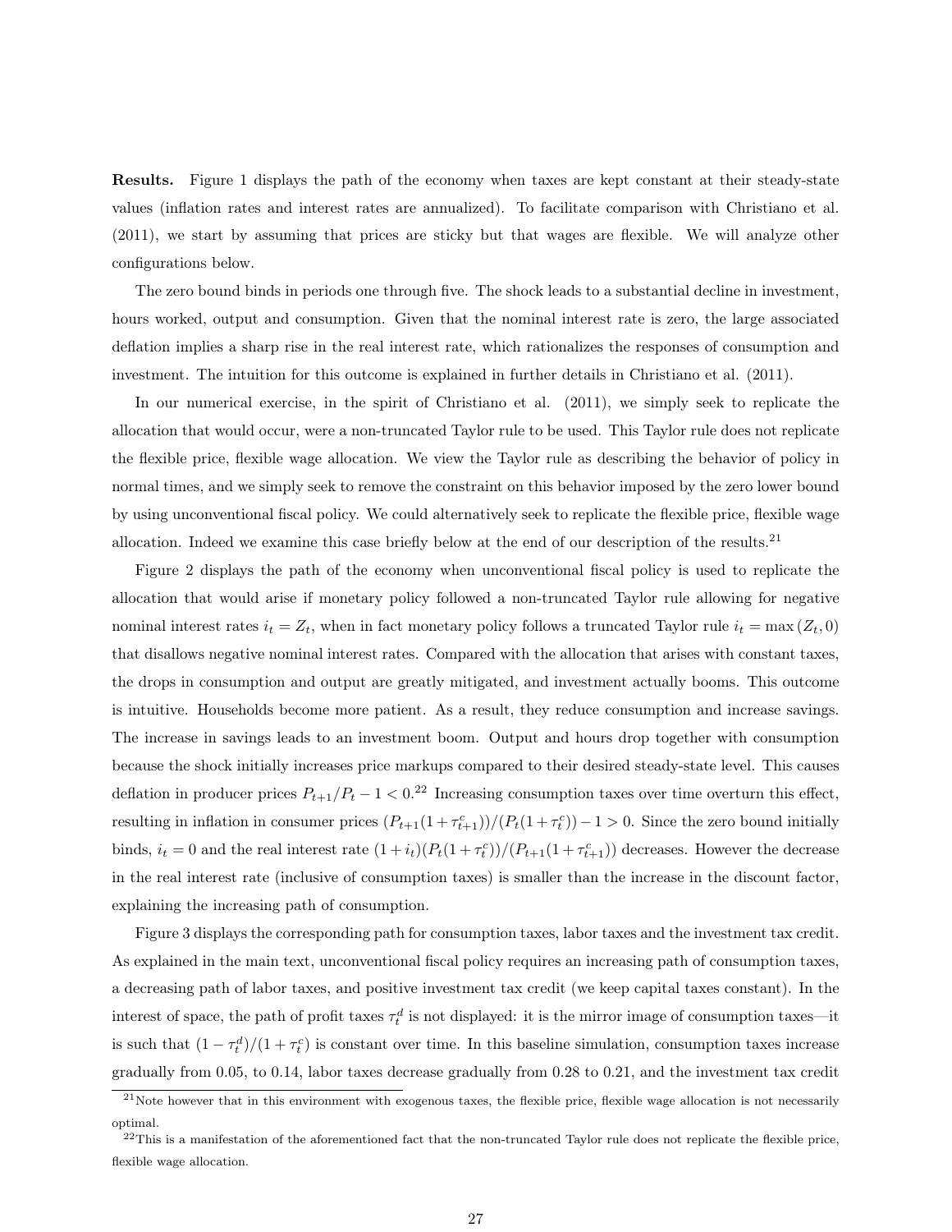**Results.** Figure 1 displays the path of the economy when taxes are kept constant at their steady-state values (inflation rates and interest rates are annualized). To facilitate comparison with Christiano et al. (2011), we start by assuming that prices are sticky but that wages are flexible. We will analyze other configurations below.

The zero bound binds in periods one through five. The shock leads to a substantial decline in investment, hours worked, output and consumption. Given that the nominal interest rate is zero, the large associated deflation implies a sharp rise in the real interest rate, which rationalizes the responses of consumption and investment. The intuition for this outcome is explained in further details in Christiano et al. (2011).

In our numerical exercise, in the spirit of Christiano et al. (2011), we simply seek to replicate the allocation that would occur, were a non-truncated Taylor rule to be used. This Taylor rule does not replicate the flexible price, flexible wage allocation. We view the Taylor rule as describing the behavior of policy in normal times, and we simply seek to remove the constraint on this behavior imposed by the zero lower bound by using unconventional fiscal policy. We could alternatively seek to replicate the flexible price, flexible wage allocation. Indeed we examine this case briefly below at the end of our description of the results.[21]

Figure 2 displays the path of the economy when unconventional fiscal policy is used to replicate the allocation that would arise if monetary policy followed a non-truncated Taylor rule allowing for negative nominal interest rates $i_t = Z_t$, when in fact monetary policy follows a truncated Taylor rule $i_t = \max(Z_t, 0)$ that disallows negative nominal interest rates. Compared with the allocation that arises with constant taxes, the drops in consumption and output are greatly mitigated, and investment actually booms. This outcome is intuitive. Households become more patient. As a result, they reduce consumption and increase savings. The increase in savings leads to an investment boom. Output and hours drop together with consumption because the shock initially increases price markups compared to their desired steady-state level. This causes deflation in producer prices $P_{t+1}/P_t - 1 < 0$.[22] Increasing consumption taxes over time overturn this effect, resulting in inflation in consumer prices $(P_{t+1}(1+\tau_{t+1}^c))/(P_t(1+\tau_t^c)) - 1 > 0$. Since the zero bound initially binds, $i_t = 0$ and the real interest rate $(1+i_t)(P_t(1+\tau_t^c))/(P_{t+1}(1+\tau_{t+1}^c))$ decreases. However the decrease in the real interest rate (inclusive of consumption taxes) is smaller than the increase in the discount factor, explaining the increasing path of consumption.

Figure 3 displays the corresponding path for consumption taxes, labor taxes and the investment tax credit. As explained in the main text, unconventional fiscal policy requires an increasing path of consumption taxes, a decreasing path of labor taxes, and positive investment tax credit (we keep capital taxes constant). In the interest of space, the path of profit taxes $\tau_t^d$ is not displayed: it is the mirror image of consumption taxes—it is such that $(1-\tau_t^d)/(1+\tau_t^c)$ is constant over time. In this baseline simulation, consumption taxes increase gradually from 0.05, to 0.14, labor taxes decrease gradually from 0.28 to 0.21, and the investment tax credit

[21] Note however that in this environment with exogenous taxes, the flexible price, flexible wage allocation is not necessarily optimal.

[22] This is a manifestation of the aforementioned fact that the non-truncated Taylor rule does not replicate the flexible price, flexible wage allocation.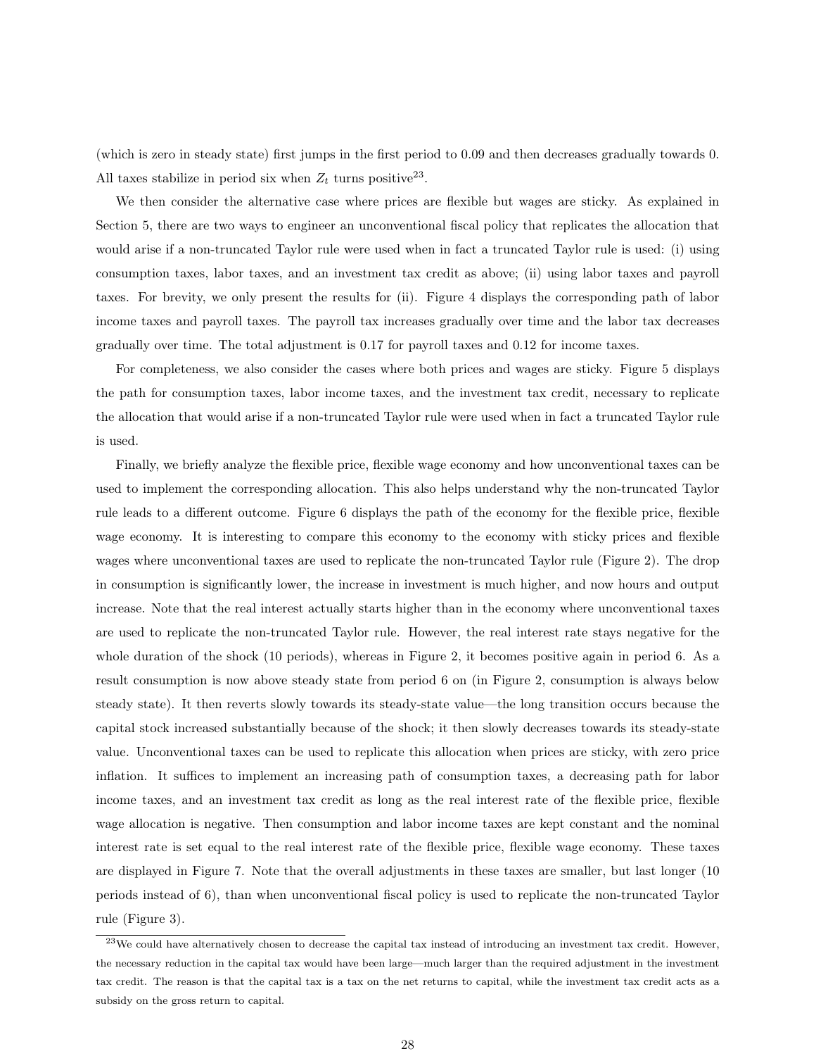(which is zero in steady state) first jumps in the first period to 0.09 and then decreases gradually towards 0. All taxes stabilize in period six when $Z_t$ turns positive[23].

We then consider the alternative case where prices are flexible but wages are sticky. As explained in Section 5, there are two ways to engineer an unconventional fiscal policy that replicates the allocation that would arise if a non-truncated Taylor rule were used when in fact a truncated Taylor rule is used: (i) using consumption taxes, labor taxes, and an investment tax credit as above; (ii) using labor taxes and payroll taxes. For brevity, we only present the results for (ii). Figure 4 displays the corresponding path of labor income taxes and payroll taxes. The payroll tax increases gradually over time and the labor tax decreases gradually over time. The total adjustment is 0.17 for payroll taxes and 0.12 for income taxes.

For completeness, we also consider the cases where both prices and wages are sticky. Figure 5 displays the path for consumption taxes, labor income taxes, and the investment tax credit, necessary to replicate the allocation that would arise if a non-truncated Taylor rule were used when in fact a truncated Taylor rule is used.

Finally, we briefly analyze the flexible price, flexible wage economy and how unconventional taxes can be used to implement the corresponding allocation. This also helps understand why the non-truncated Taylor rule leads to a different outcome. Figure 6 displays the path of the economy for the flexible price, flexible wage economy. It is interesting to compare this economy to the economy with sticky prices and flexible wages where unconventional taxes are used to replicate the non-truncated Taylor rule (Figure 2). The drop in consumption is significantly lower, the increase in investment is much higher, and now hours and output increase. Note that the real interest actually starts higher than in the economy where unconventional taxes are used to replicate the non-truncated Taylor rule. However, the real interest rate stays negative for the whole duration of the shock (10 periods), whereas in Figure 2, it becomes positive again in period 6. As a result consumption is now above steady state from period 6 on (in Figure 2, consumption is always below steady state). It then reverts slowly towards its steady-state value—the long transition occurs because the capital stock increased substantially because of the shock; it then slowly decreases towards its steady-state value. Unconventional taxes can be used to replicate this allocation when prices are sticky, with zero price inflation. It suffices to implement an increasing path of consumption taxes, a decreasing path for labor income taxes, and an investment tax credit as long as the real interest rate of the flexible price, flexible wage allocation is negative. Then consumption and labor income taxes are kept constant and the nominal interest rate is set equal to the real interest rate of the flexible price, flexible wage economy. These taxes are displayed in Figure 7. Note that the overall adjustments in these taxes are smaller, but last longer (10 periods instead of 6), than when unconventional fiscal policy is used to replicate the non-truncated Taylor rule (Figure 3).

[23] We could have alternatively chosen to decrease the capital tax instead of introducing an investment tax credit. However, the necessary reduction in the capital tax would have been large—much larger than the required adjustment in the investment tax credit. The reason is that the capital tax is a tax on the net returns to capital, while the investment tax credit acts as a subsidy on the gross return to capital.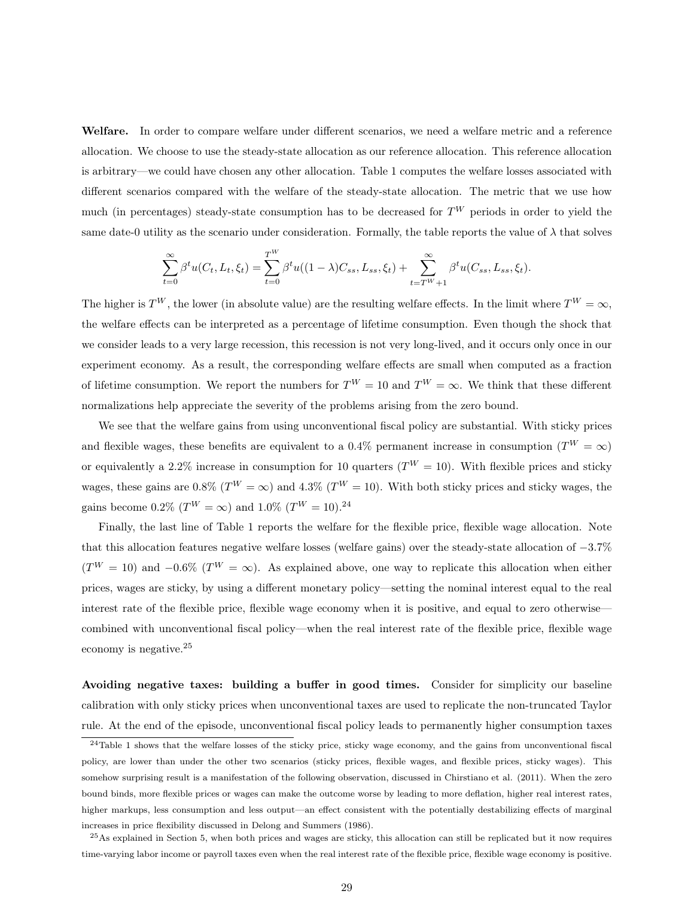**Welfare.** In order to compare welfare under different scenarios, we need a welfare metric and a reference allocation. We choose to use the steady-state allocation as our reference allocation. This reference allocation is arbitrary—we could have chosen any other allocation. Table 1 computes the welfare losses associated with different scenarios compared with the welfare of the steady-state allocation. The metric that we use how much (in percentages) steady-state consumption has to be decreased for $T^W$ periods in order to yield the same date-0 utility as the scenario under consideration. Formally, the table reports the value of $\lambda$ that solves

$$\sum_{t=0}^{\infty} \beta^t u(C_t, L_t, \xi_t) = \sum_{t=0}^{T^W} \beta^t u((1-\lambda)C_{ss}, L_{ss}, \xi_t) + \sum_{t=T^W+1}^{\infty} \beta^t u(C_{ss}, L_{ss}, \xi_t).$$

The higher is $T^W$, the lower (in absolute value) are the resulting welfare effects. In the limit where $T^W = \infty$, the welfare effects can be interpreted as a percentage of lifetime consumption. Even though the shock that we consider leads to a very large recession, this recession is not very long-lived, and it occurs only once in our experiment economy. As a result, the corresponding welfare effects are small when computed as a fraction of lifetime consumption. We report the numbers for $T^W = 10$ and $T^W = \infty$. We think that these different normalizations help appreciate the severity of the problems arising from the zero bound.

We see that the welfare gains from using unconventional fiscal policy are substantial. With sticky prices and flexible wages, these benefits are equivalent to a 0.4% permanent increase in consumption ($T^W = \infty$) or equivalently a 2.2% increase in consumption for 10 quarters ($T^W = 10$). With flexible prices and sticky wages, these gains are 0.8% ($T^W = \infty$) and 4.3% ($T^W = 10$). With both sticky prices and sticky wages, the gains become 0.2% ($T^W = \infty$) and 1.0% ($T^W = 10$).[24]

Finally, the last line of Table 1 reports the welfare for the flexible price, flexible wage allocation. Note that this allocation features negative welfare losses (welfare gains) over the steady-state allocation of $-3.7\%$ ($T^W = 10$) and $-0.6\%$ ($T^W = \infty$). As explained above, one way to replicate this allocation when either prices, wages are sticky, by using a different monetary policy—setting the nominal interest equal to the real interest rate of the flexible price, flexible wage economy when it is positive, and equal to zero otherwise—combined with unconventional fiscal policy—when the real interest rate of the flexible price, flexible wage economy is negative.[25]

**Avoiding negative taxes: building a buffer in good times.** Consider for simplicity our baseline calibration with only sticky prices when unconventional taxes are used to replicate the non-truncated Taylor rule. At the end of the episode, unconventional fiscal policy leads to permanently higher consumption taxes

[24] Table 1 shows that the welfare losses of the sticky price, sticky wage economy, and the gains from unconventional fiscal policy, are lower than under the other two scenarios (sticky prices, flexible wages, and flexible prices, sticky wages). This somehow surprising result is a manifestation of the following observation, discussed in Chirstiano et al. (2011). When the zero bound binds, more flexible prices or wages can make the outcome worse by leading to more deflation, higher real interest rates, higher markups, less consumption and less output—an effect consistent with the potentially destabilizing effects of marginal increases in price flexibility discussed in Delong and Summers (1986).

[25] As explained in Section 5, when both prices and wages are sticky, this allocation can still be replicated but it now requires time-varying labor income or payroll taxes even when the real interest rate of the flexible price, flexible wage economy is positive.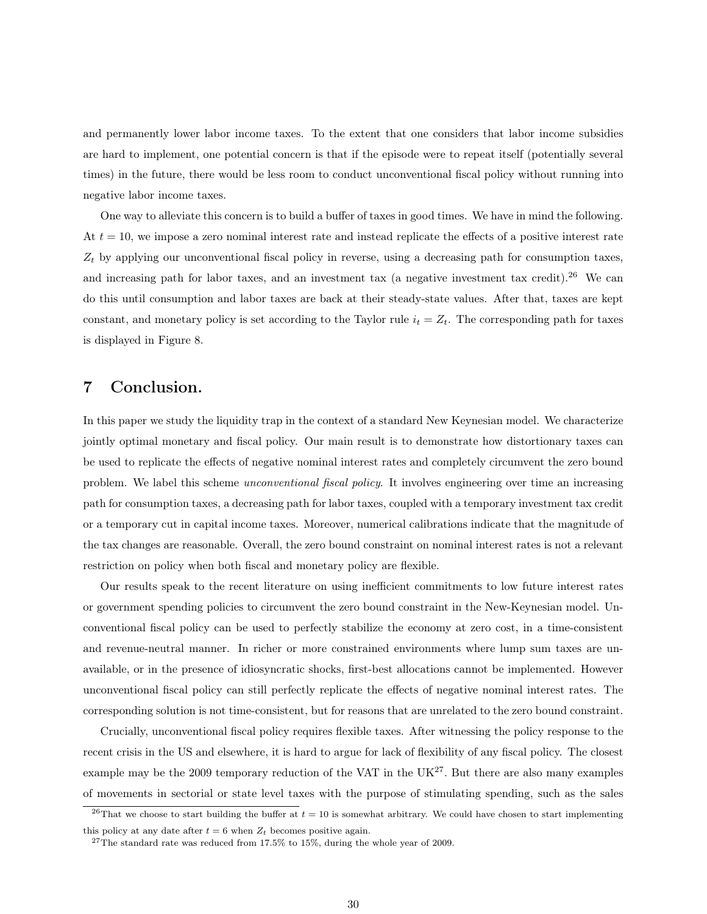and permanently lower labor income taxes. To the extent that one considers that labor income subsidies are hard to implement, one potential concern is that if the episode were to repeat itself (potentially several times) in the future, there would be less room to conduct unconventional fiscal policy without running into negative labor income taxes.

One way to alleviate this concern is to build a buffer of taxes in good times. We have in mind the following. At $t = 10$, we impose a zero nominal interest rate and instead replicate the effects of a positive interest rate $Z_t$ by applying our unconventional fiscal policy in reverse, using a decreasing path for consumption taxes, and increasing path for labor taxes, and an investment tax (a negative investment tax credit).[26] We can do this until consumption and labor taxes are back at their steady-state values. After that, taxes are kept constant, and monetary policy is set according to the Taylor rule $i_t = Z_t$. The corresponding path for taxes is displayed in Figure 8.

## 7 Conclusion.

In this paper we study the liquidity trap in the context of a standard New Keynesian model. We characterize jointly optimal monetary and fiscal policy. Our main result is to demonstrate how distortionary taxes can be used to replicate the effects of negative nominal interest rates and completely circumvent the zero bound problem. We label this scheme *unconventional fiscal policy*. It involves engineering over time an increasing path for consumption taxes, a decreasing path for labor taxes, coupled with a temporary investment tax credit or a temporary cut in capital income taxes. Moreover, numerical calibrations indicate that the magnitude of the tax changes are reasonable. Overall, the zero bound constraint on nominal interest rates is not a relevant restriction on policy when both fiscal and monetary policy are flexible.

Our results speak to the recent literature on using inefficient commitments to low future interest rates or government spending policies to circumvent the zero bound constraint in the New-Keynesian model. Unconventional fiscal policy can be used to perfectly stabilize the economy at zero cost, in a time-consistent and revenue-neutral manner. In richer or more constrained environments where lump sum taxes are unavailable, or in the presence of idiosyncratic shocks, first-best allocations cannot be implemented. However unconventional fiscal policy can still perfectly replicate the effects of negative nominal interest rates. The corresponding solution is not time-consistent, but for reasons that are unrelated to the zero bound constraint.

Crucially, unconventional fiscal policy requires flexible taxes. After witnessing the policy response to the recent crisis in the US and elsewhere, it is hard to argue for lack of flexibility of any fiscal policy. The closest example may be the 2009 temporary reduction of the VAT in the UK[27]. But there are also many examples of movements in sectorial or state level taxes with the purpose of stimulating spending, such as the sales

[26] That we choose to start building the buffer at $t = 10$ is somewhat arbitrary. We could have chosen to start implementing this policy at any date after $t = 6$ when $Z_t$ becomes positive again.

[27] The standard rate was reduced from 17.5% to 15%, during the whole year of 2009.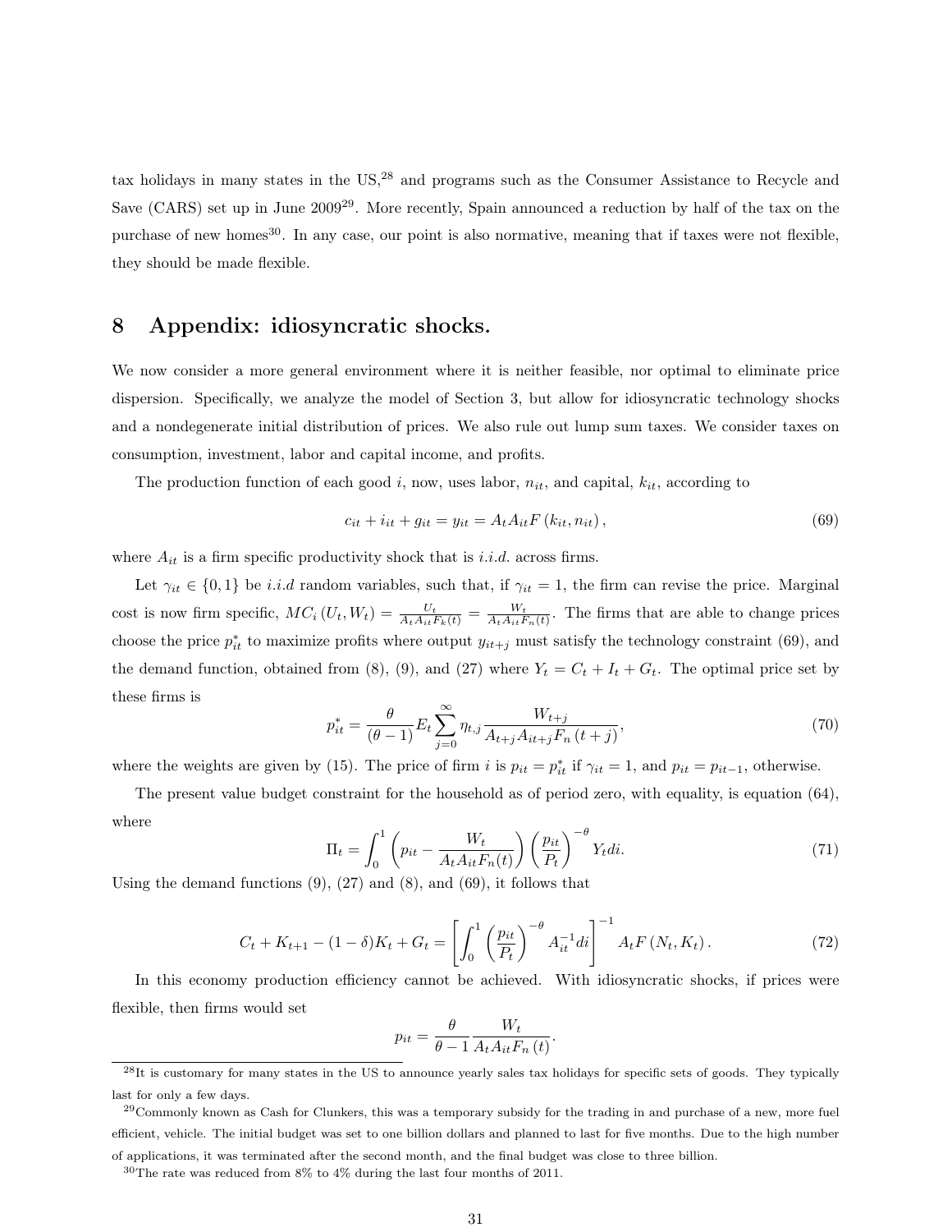tax holidays in many states in the US,[28] and programs such as the Consumer Assistance to Recycle and Save (CARS) set up in June 2009[29]. More recently, Spain announced a reduction by half of the tax on the purchase of new homes[30]. In any case, our point is also normative, meaning that if taxes were not flexible, they should be made flexible.

# 8 Appendix: idiosyncratic shocks.

We now consider a more general environment where it is neither feasible, nor optimal to eliminate price dispersion. Specifically, we analyze the model of Section 3, but allow for idiosyncratic technology shocks and a nondegenerate initial distribution of prices. We also rule out lump sum taxes. We consider taxes on consumption, investment, labor and capital income, and profits.

The production function of each good $i$, now, uses labor, $n_{it}$, and capital, $k_{it}$, according to

$$c_{it} + i_{it} + g_{it} = y_{it} = A_t A_{it} F\left(k_{it}, n_{it}\right), \tag{69}$$

where $A_{it}$ is a firm specific productivity shock that is *i.i.d.* across firms.

Let $\gamma_{it} \in \{0, 1\}$ be *i.i.d* random variables, such that, if $\gamma_{it} = 1$, the firm can revise the price. Marginal cost is now firm specific, $MC_i\left(U_t, W_t\right) = \frac{U_t}{A_t A_{it} F_k(t)} = \frac{W_t}{A_t A_{it} F_n(t)}$. The firms that are able to change prices choose the price $p^*_{it}$ to maximize profits where output $y_{it+j}$ must satisfy the technology constraint (69), and the demand function, obtained from (8), (9), and (27) where $Y_t = C_t + I_t + G_t$. The optimal price set by these firms is

$$p^*_{it} = \frac{\theta}{(\theta - 1)} E_t \sum_{j=0}^{\infty} \eta_{t,j} \frac{W_{t+j}}{A_{t+j} A_{it+j} F_n\left(t+j\right)}, \tag{70}$$

where the weights are given by (15). The price of firm $i$ is $p_{it} = p^*_{it}$ if $\gamma_{it} = 1$, and $p_{it} = p_{it-1}$, otherwise.

The present value budget constraint for the household as of period zero, with equality, is equation (64), where

$$\Pi_t = \int_0^1 \left(p_{it} - \frac{W_t}{A_t A_{it} F_n(t)}\right) \left(\frac{p_{it}}{P_t}\right)^{-\theta} Y_t di. \tag{71}$$

Using the demand functions (9), (27) and (8), and (69), it follows that

$$C_t + K_{t+1} - (1-\delta)K_t + G_t = \left[\int_0^1 \left(\frac{p_{it}}{P_t}\right)^{-\theta} A_{it}^{-1} di\right]^{-1} A_t F\left(N_t, K_t\right). \tag{72}$$

In this economy production efficiency cannot be achieved. With idiosyncratic shocks, if prices were flexible, then firms would set

$$p_{it} = \frac{\theta}{\theta - 1} \frac{W_t}{A_t A_{it} F_n\left(t\right)}.$$

[28] It is customary for many states in the US to announce yearly sales tax holidays for specific sets of goods. They typically last for only a few days.

[29] Commonly known as Cash for Clunkers, this was a temporary subsidy for the trading in and purchase of a new, more fuel efficient, vehicle. The initial budget was set to one billion dollars and planned to last for five months. Due to the high number of applications, it was terminated after the second month, and the final budget was close to three billion.

[30] The rate was reduced from 8% to 4% during the last four months of 2011.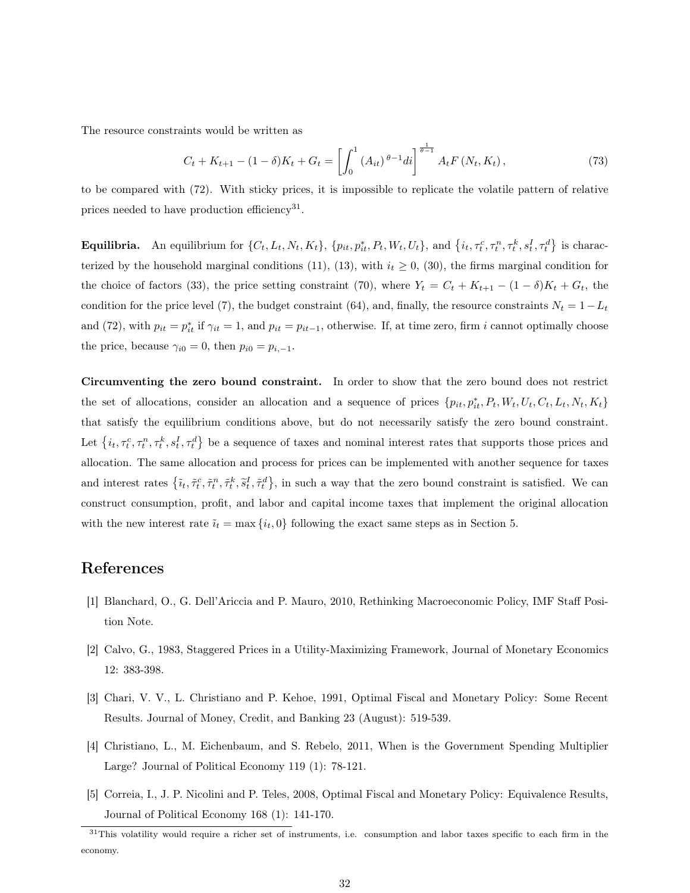The resource constraints would be written as

$$C_t + K_{t+1} - (1-\delta)K_t + G_t = \left[\int_0^1 (A_{it})^{\theta - 1} di\right]^{\frac{1}{\theta-1}} A_t F(N_t, K_t), \tag{73}$$

to be compared with (72). With sticky prices, it is impossible to replicate the volatile pattern of relative prices needed to have production efficiency[31].

**Equilibria.** An equilibrium for $\{C_t, L_t, N_t, K_t\}$, $\{p_{it}, p^*_{it}, P_t, W_t, U_t\}$, and $\{i_t, \tau^c_t, \tau^n_t, \tau^k_t, s^I_t, \tau^d_t\}$ is characterized by the household marginal conditions (11), (13), with $i_t \geq 0$, (30), the firms marginal condition for the choice of factors (33), the price setting constraint (70), where $Y_t = C_t + K_{t+1} - (1-\delta)K_t + G_t$, the condition for the price level (7), the budget constraint (64), and, finally, the resource constraints $N_t = 1 - L_t$ and (72), with $p_{it} = p^*_{it}$ if $\gamma_{it} = 1$, and $p_{it} = p_{it-1}$, otherwise. If, at time zero, firm $i$ cannot optimally choose the price, because $\gamma_{i0} = 0$, then $p_{i0} = p_{i,-1}$.

**Circumventing the zero bound constraint.** In order to show that the zero bound does not restrict the set of allocations, consider an allocation and a sequence of prices $\{p_{it}, p^*_{it}, P_t, W_t, U_t, C_t, L_t, N_t, K_t\}$ that satisfy the equilibrium conditions above, but do not necessarily satisfy the zero bound constraint. Let $\{i_t, \tau^c_t, \tau^n_t, \tau^k_t, s^I_t, \tau^d_t\}$ be a sequence of taxes and nominal interest rates that supports those prices and allocation. The same allocation and process for prices can be implemented with another sequence for taxes and interest rates $\{\tilde{\imath}_t, \tilde{\tau}^c_t, \tilde{\tau}^n_t, \tilde{\tau}^k_t, \tilde{s}^I_t, \tilde{\tau}^d_t\}$, in such a way that the zero bound constraint is satisfied. We can construct consumption, profit, and labor and capital income taxes that implement the original allocation with the new interest rate $\tilde{\imath}_t = \max\{i_t, 0\}$ following the exact same steps as in Section 5.

# References

[1] Blanchard, O., G. Dell'Ariccia and P. Mauro, 2010, Rethinking Macroeconomic Policy, IMF Staff Position Note.

[2] Calvo, G., 1983, Staggered Prices in a Utility-Maximizing Framework, Journal of Monetary Economics 12: 383-398.

[3] Chari, V. V., L. Christiano and P. Kehoe, 1991, Optimal Fiscal and Monetary Policy: Some Recent Results. Journal of Money, Credit, and Banking 23 (August): 519-539.

[4] Christiano, L., M. Eichenbaum, and S. Rebelo, 2011, When is the Government Spending Multiplier Large? Journal of Political Economy 119 (1): 78-121.

[5] Correia, I., J. P. Nicolini and P. Teles, 2008, Optimal Fiscal and Monetary Policy: Equivalence Results, Journal of Political Economy 168 (1): 141-170.

[31] This volatility would require a richer set of instruments, i.e. consumption and labor taxes specific to each firm in the economy.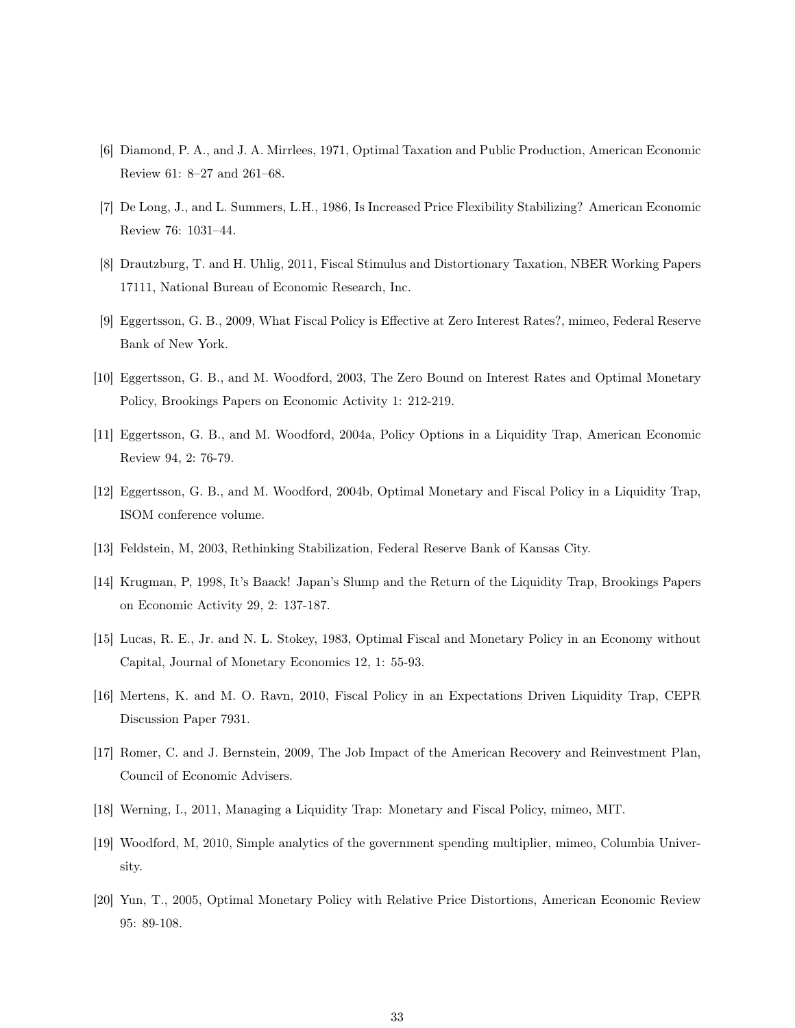[6] Diamond, P. A., and J. A. Mirrlees, 1971, Optimal Taxation and Public Production, American Economic Review 61: 8–27 and 261–68.

[7] De Long, J., and L. Summers, L.H., 1986, Is Increased Price Flexibility Stabilizing? American Economic Review 76: 1031–44.

[8] Drautzburg, T. and H. Uhlig, 2011, Fiscal Stimulus and Distortionary Taxation, NBER Working Papers 17111, National Bureau of Economic Research, Inc.

[9] Eggertsson, G. B., 2009, What Fiscal Policy is Effective at Zero Interest Rates?, mimeo, Federal Reserve Bank of New York.

[10] Eggertsson, G. B., and M. Woodford, 2003, The Zero Bound on Interest Rates and Optimal Monetary Policy, Brookings Papers on Economic Activity 1: 212-219.

[11] Eggertsson, G. B., and M. Woodford, 2004a, Policy Options in a Liquidity Trap, American Economic Review 94, 2: 76-79.

[12] Eggertsson, G. B., and M. Woodford, 2004b, Optimal Monetary and Fiscal Policy in a Liquidity Trap, ISOM conference volume.

[13] Feldstein, M, 2003, Rethinking Stabilization, Federal Reserve Bank of Kansas City.

[14] Krugman, P, 1998, It's Baack! Japan's Slump and the Return of the Liquidity Trap, Brookings Papers on Economic Activity 29, 2: 137-187.

[15] Lucas, R. E., Jr. and N. L. Stokey, 1983, Optimal Fiscal and Monetary Policy in an Economy without Capital, Journal of Monetary Economics 12, 1: 55-93.

[16] Mertens, K. and M. O. Ravn, 2010, Fiscal Policy in an Expectations Driven Liquidity Trap, CEPR Discussion Paper 7931.

[17] Romer, C. and J. Bernstein, 2009, The Job Impact of the American Recovery and Reinvestment Plan, Council of Economic Advisers.

[18] Werning, I., 2011, Managing a Liquidity Trap: Monetary and Fiscal Policy, mimeo, MIT.

[19] Woodford, M, 2010, Simple analytics of the government spending multiplier, mimeo, Columbia University.

[20] Yun, T., 2005, Optimal Monetary Policy with Relative Price Distortions, American Economic Review 95: 89-108.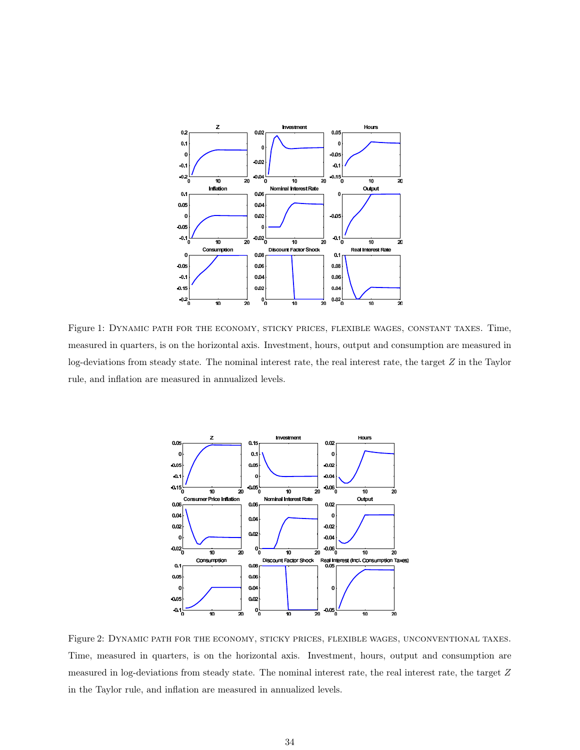Figure 1: Dynamic path for the economy, sticky prices, flexible wages, constant taxes. Time, measured in quarters, is on the horizontal axis. Investment, hours, output and consumption are measured in log-deviations from steady state. The nominal interest rate, the real interest rate, the target $Z$ in the Taylor rule, and inflation are measured in annualized levels.

Figure 2: Dynamic path for the economy, sticky prices, flexible wages, unconventional taxes. Time, measured in quarters, is on the horizontal axis. Investment, hours, output and consumption are measured in log-deviations from steady state. The nominal interest rate, the real interest rate, the target $Z$ in the Taylor rule, and inflation are measured in annualized levels.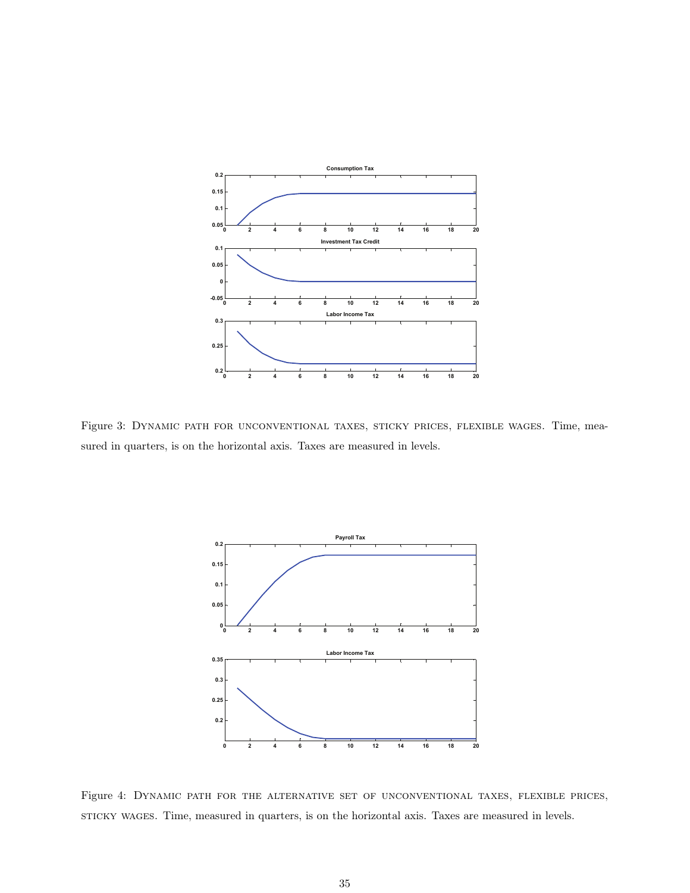Figure 3: Dynamic path for unconventional taxes, sticky prices, flexible wages. Time, measured in quarters, is on the horizontal axis. Taxes are measured in levels.

Figure 4: Dynamic path for the alternative set of unconventional taxes, flexible prices, sticky wages. Time, measured in quarters, is on the horizontal axis. Taxes are measured in levels.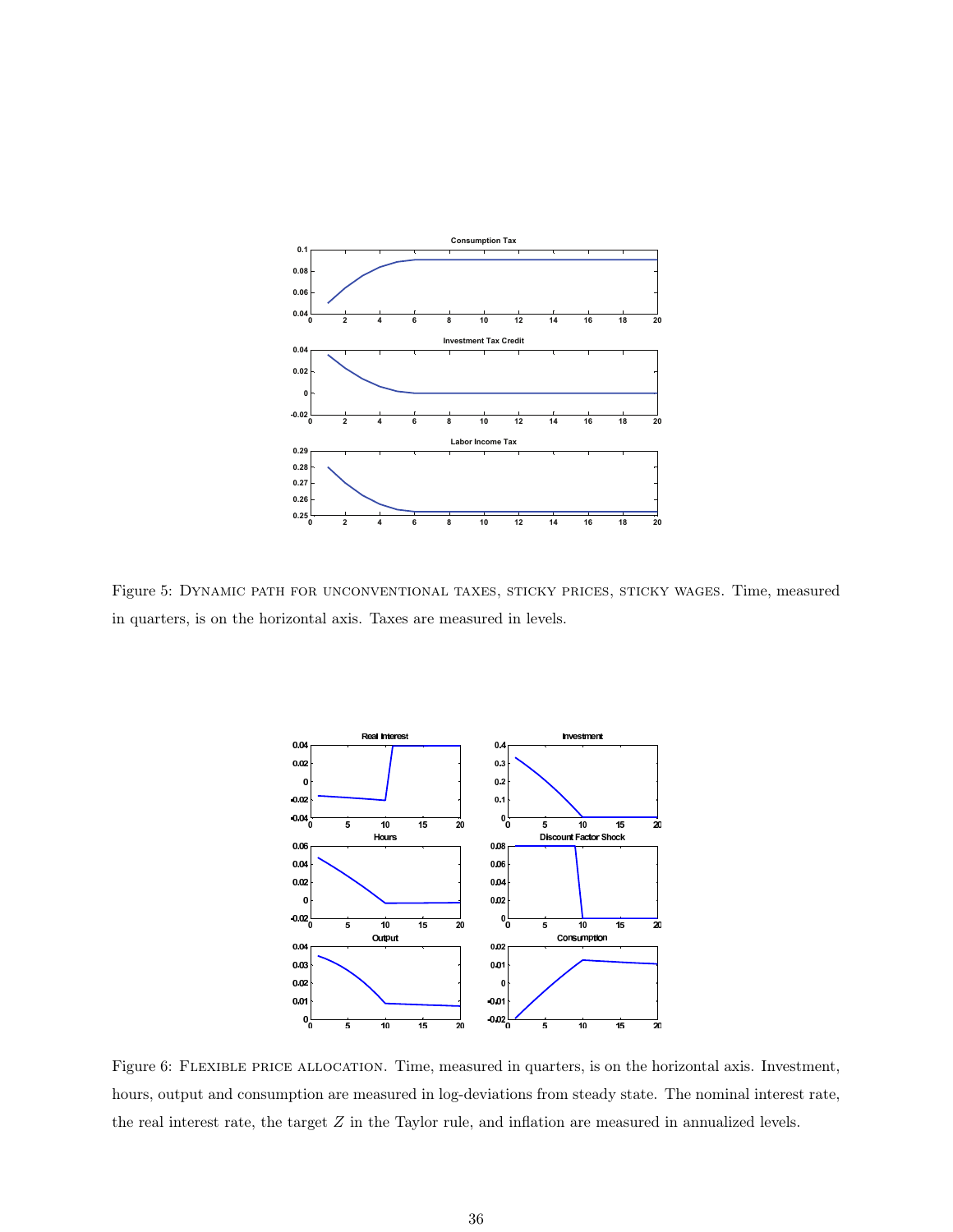Figure 5: DYNAMIC PATH FOR UNCONVENTIONAL TAXES, STICKY PRICES, STICKY WAGES. Time, measured in quarters, is on the horizontal axis. Taxes are measured in levels.

Figure 6: FLEXIBLE PRICE ALLOCATION. Time, measured in quarters, is on the horizontal axis. Investment, hours, output and consumption are measured in log-deviations from steady state. The nominal interest rate, the real interest rate, the target $Z$ in the Taylor rule, and inflation are measured in annualized levels.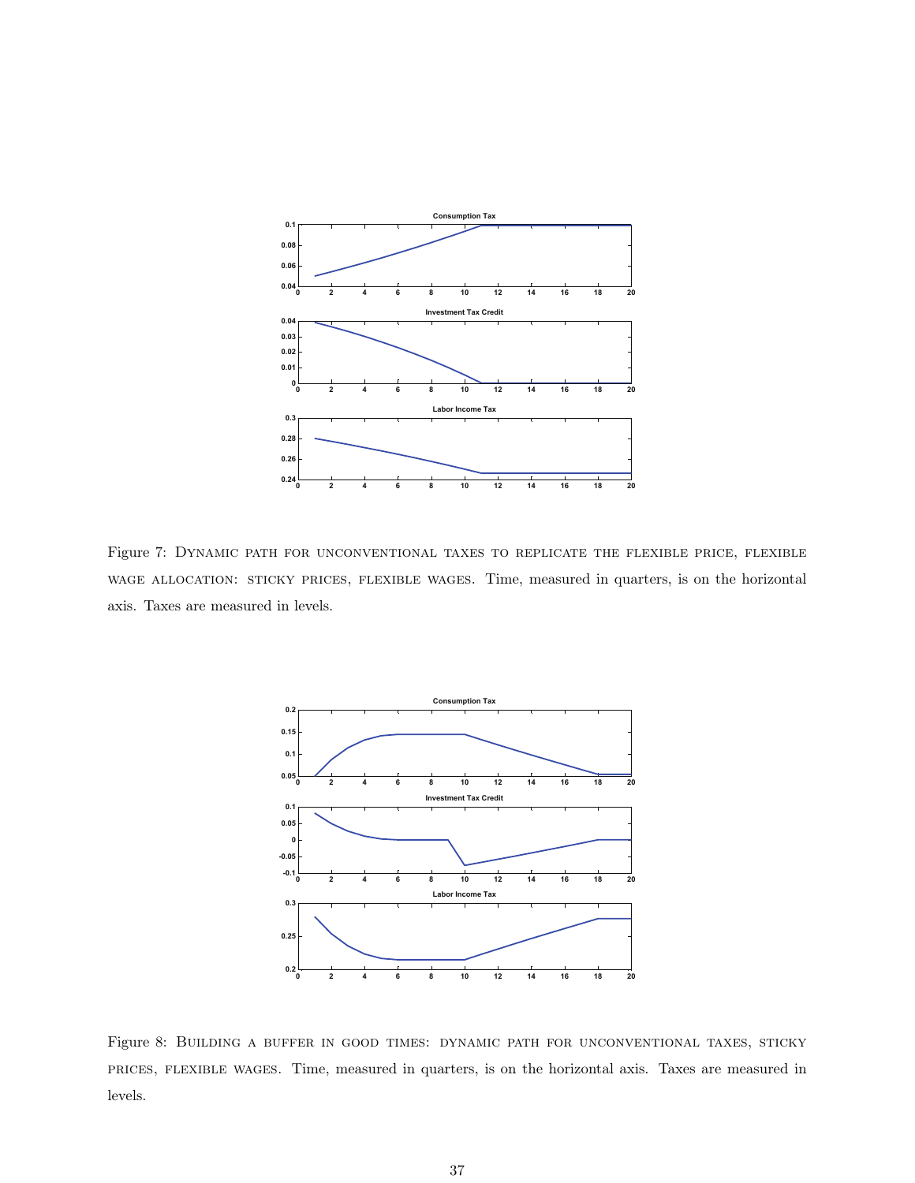Figure 7: Dynamic path for unconventional taxes to replicate the flexible price, flexible wage allocation: sticky prices, flexible wages. Time, measured in quarters, is on the horizontal axis. Taxes are measured in levels.

Figure 8: Building a buffer in good times: dynamic path for unconventional taxes, sticky prices, flexible wages. Time, measured in quarters, is on the horizontal axis. Taxes are measured in levels.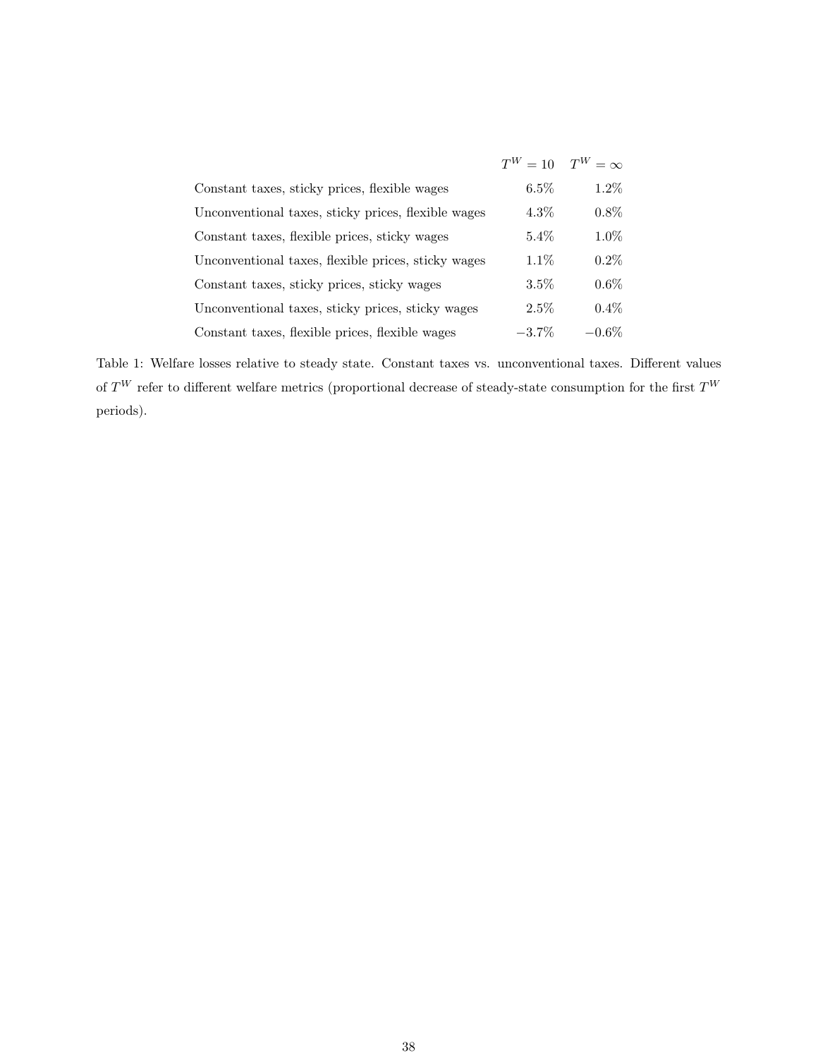| | $T^W = 10$ | $T^W = \infty$ |
|---|---|---|
| Constant taxes, sticky prices, flexible wages | 6.5% | 1.2% |
| Unconventional taxes, sticky prices, flexible wages | 4.3% | 0.8% |
| Constant taxes, flexible prices, sticky wages | 5.4% | 1.0% |
| Unconventional taxes, flexible prices, sticky wages | 1.1% | 0.2% |
| Constant taxes, sticky prices, sticky wages | 3.5% | 0.6% |
| Unconventional taxes, sticky prices, sticky wages | 2.5% | 0.4% |
| Constant taxes, flexible prices, flexible wages | −3.7% | −0.6% |

Table 1: Welfare losses relative to steady state. Constant taxes vs. unconventional taxes. Different values of $T^W$ refer to different welfare metrics (proportional decrease of steady-state consumption for the first $T^W$ periods).